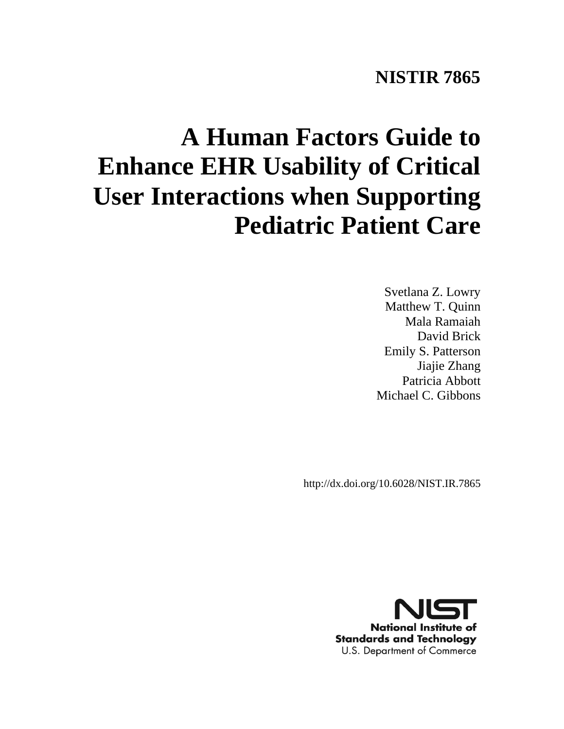**NISTIR 7865**

# A Human Factors Guide to Enhance EHR Usability of Critical User Interactions when Supporting Pediatric Patient Care

Svetlana Z. Lowry
Matthew T. Quinn
Mala Ramaiah
David Brick
Emily S. Patterson
Jiajie Zhang
Patricia Abbott
Michael C. Gibbons

http://dx.doi.org/10.6028/NIST.IR.7865

NIST
**National Institute of Standards and Technology**
U.S. Department of Commerce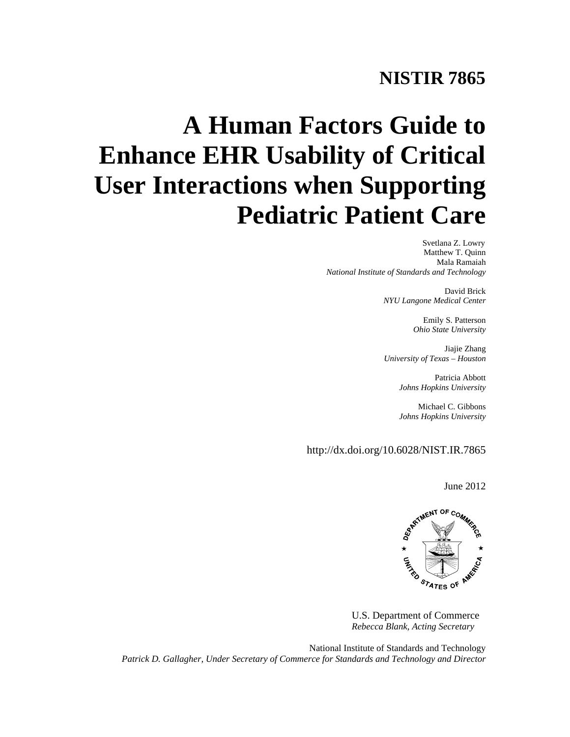# NISTIR 7865

# A Human Factors Guide to Enhance EHR Usability of Critical User Interactions when Supporting Pediatric Patient Care

Svetlana Z. Lowry
Matthew T. Quinn
Mala Ramaiah
*National Institute of Standards and Technology*

David Brick
*NYU Langone Medical Center*

Emily S. Patterson
*Ohio State University*

Jiajie Zhang
*University of Texas – Houston*

Patricia Abbott
*Johns Hopkins University*

Michael C. Gibbons
*Johns Hopkins University*

http://dx.doi.org/10.6028/NIST.IR.7865

June 2012

U.S. Department of Commerce
*Rebecca Blank, Acting Secretary*

National Institute of Standards and Technology
*Patrick D. Gallagher, Under Secretary of Commerce for Standards and Technology and Director*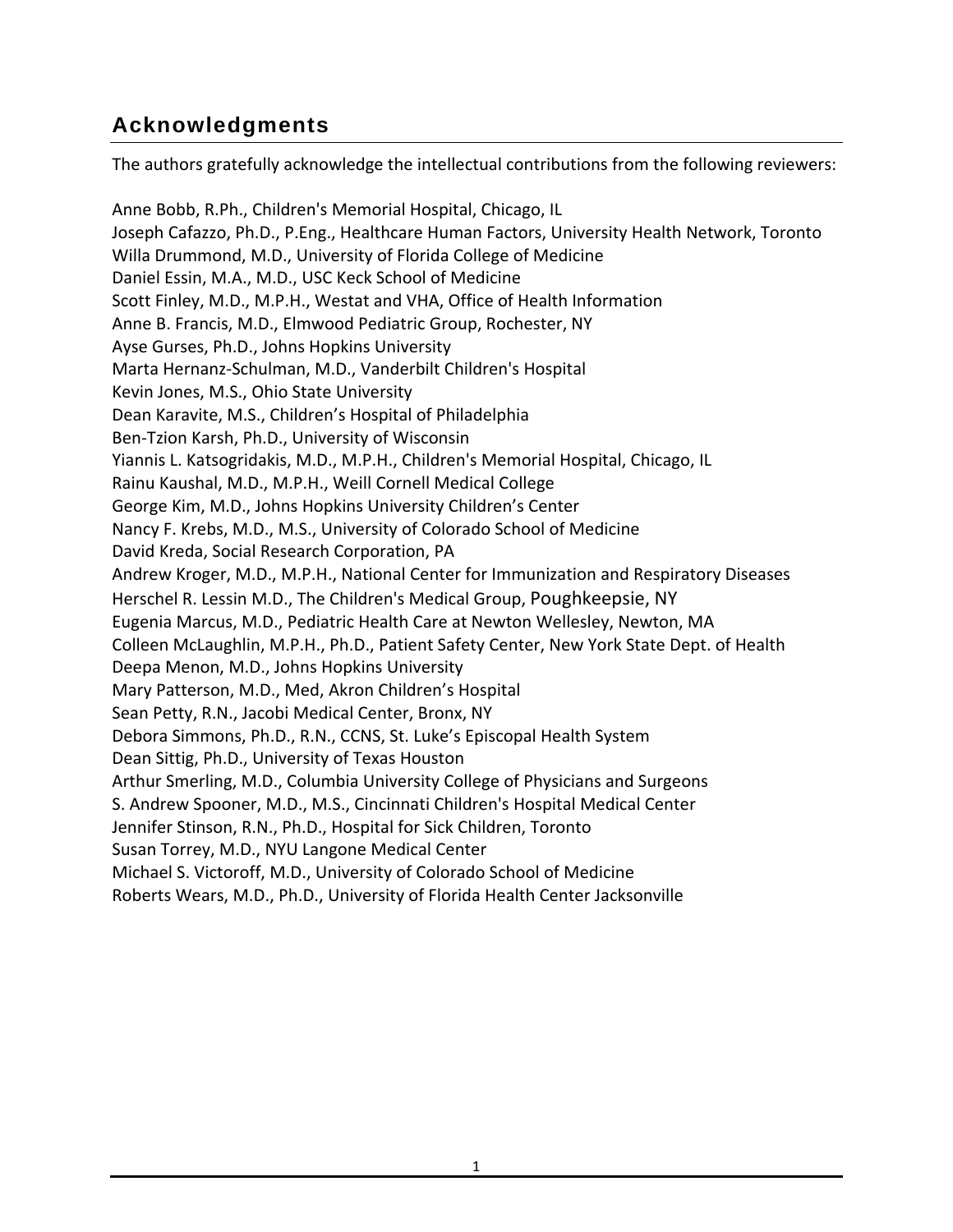## Acknowledgments

The authors gratefully acknowledge the intellectual contributions from the following reviewers:

Anne Bobb, R.Ph., Children's Memorial Hospital, Chicago, IL
Joseph Cafazzo, Ph.D., P.Eng., Healthcare Human Factors, University Health Network, Toronto
Willa Drummond, M.D., University of Florida College of Medicine
Daniel Essin, M.A., M.D., USC Keck School of Medicine
Scott Finley, M.D., M.P.H., Westat and VHA, Office of Health Information
Anne B. Francis, M.D., Elmwood Pediatric Group, Rochester, NY
Ayse Gurses, Ph.D., Johns Hopkins University
Marta Hernanz-Schulman, M.D., Vanderbilt Children's Hospital
Kevin Jones, M.S., Ohio State University
Dean Karavite, M.S., Children's Hospital of Philadelphia
Ben-Tzion Karsh, Ph.D., University of Wisconsin
Yiannis L. Katsogridakis, M.D., M.P.H., Children's Memorial Hospital, Chicago, IL
Rainu Kaushal, M.D., M.P.H., Weill Cornell Medical College
George Kim, M.D., Johns Hopkins University Children's Center
Nancy F. Krebs, M.D., M.S., University of Colorado School of Medicine
David Kreda, Social Research Corporation, PA
Andrew Kroger, M.D., M.P.H., National Center for Immunization and Respiratory Diseases
Herschel R. Lessin M.D., The Children's Medical Group, Poughkeepsie, NY
Eugenia Marcus, M.D., Pediatric Health Care at Newton Wellesley, Newton, MA
Colleen McLaughlin, M.P.H., Ph.D., Patient Safety Center, New York State Dept. of Health
Deepa Menon, M.D., Johns Hopkins University
Mary Patterson, M.D., Med, Akron Children's Hospital
Sean Petty, R.N., Jacobi Medical Center, Bronx, NY
Debora Simmons, Ph.D., R.N., CCNS, St. Luke's Episcopal Health System
Dean Sittig, Ph.D., University of Texas Houston
Arthur Smerling, M.D., Columbia University College of Physicians and Surgeons
S. Andrew Spooner, M.D., M.S., Cincinnati Children's Hospital Medical Center
Jennifer Stinson, R.N., Ph.D., Hospital for Sick Children, Toronto
Susan Torrey, M.D., NYU Langone Medical Center
Michael S. Victoroff, M.D., University of Colorado School of Medicine
Roberts Wears, M.D., Ph.D., University of Florida Health Center Jacksonville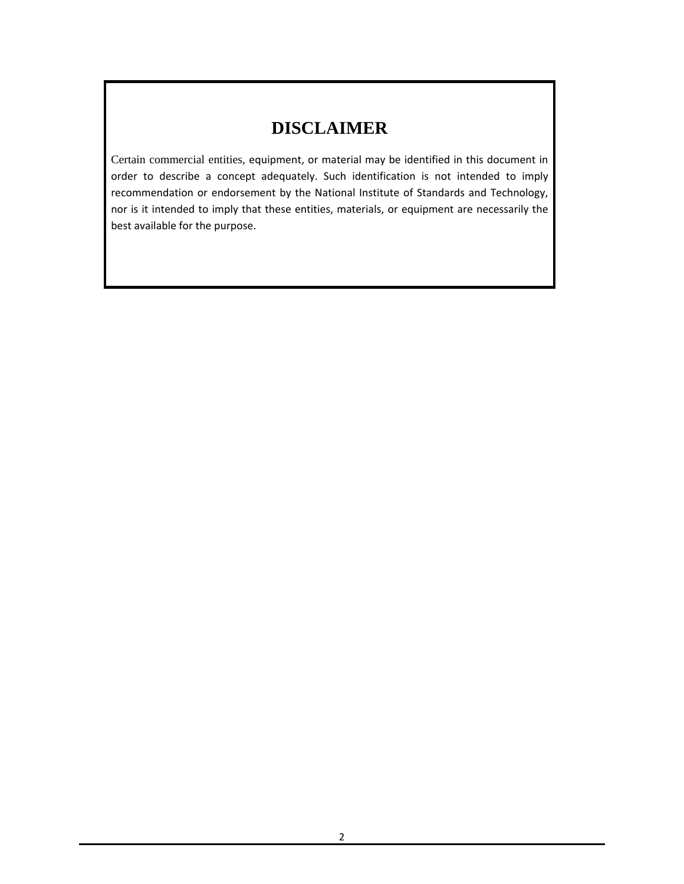# DISCLAIMER

Certain commercial entities, equipment, or material may be identified in this document in order to describe a concept adequately. Such identification is not intended to imply recommendation or endorsement by the National Institute of Standards and Technology, nor is it intended to imply that these entities, materials, or equipment are necessarily the best available for the purpose.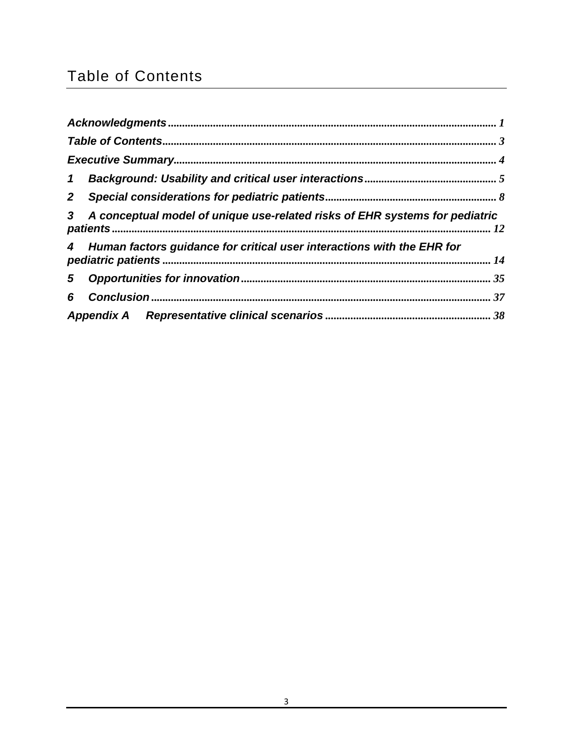# Table of Contents

Acknowledgments ........................................................................................................... 1

Table of Contents ........................................................................................................... 3

Executive Summary ......................................................................................................... 4

1 Background: Usability and critical user interactions ..................................................... 5

2 Special considerations for pediatric patients .................................................................. 8

3 A conceptual model of unique use-related risks of EHR systems for pediatric patients ........................................................................................................................ 12

4 Human factors guidance for critical user interactions with the EHR for pediatric patients .......................................................................................................... 14

5 Opportunities for innovation ........................................................................................ 35

6 Conclusion ..................................................................................................................... 37

Appendix A Representative clinical scenarios .................................................................. 38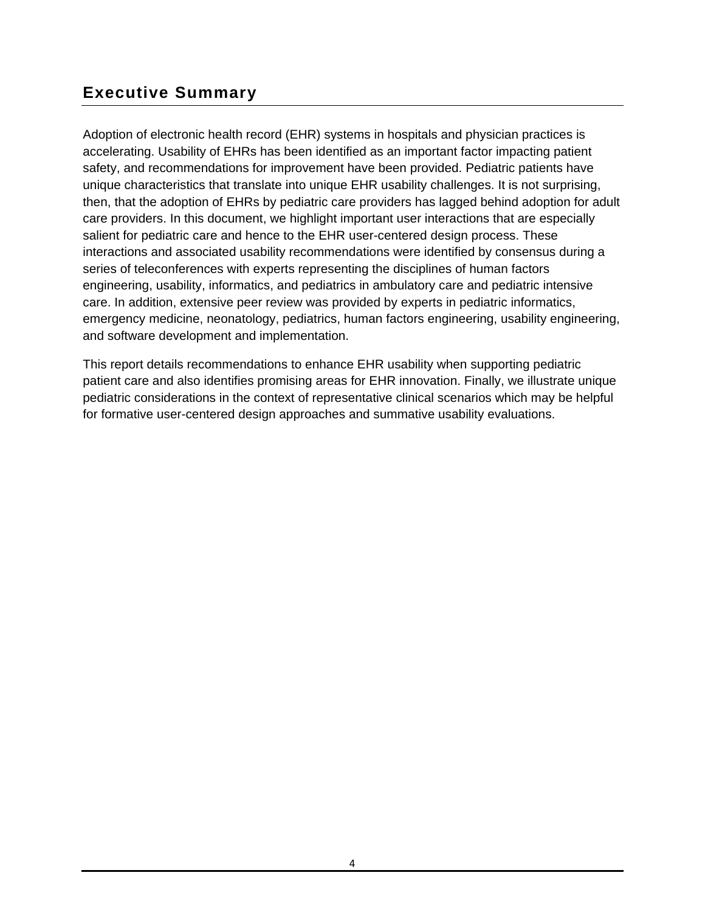## Executive Summary

Adoption of electronic health record (EHR) systems in hospitals and physician practices is accelerating. Usability of EHRs has been identified as an important factor impacting patient safety, and recommendations for improvement have been provided. Pediatric patients have unique characteristics that translate into unique EHR usability challenges. It is not surprising, then, that the adoption of EHRs by pediatric care providers has lagged behind adoption for adult care providers. In this document, we highlight important user interactions that are especially salient for pediatric care and hence to the EHR user-centered design process. These interactions and associated usability recommendations were identified by consensus during a series of teleconferences with experts representing the disciplines of human factors engineering, usability, informatics, and pediatrics in ambulatory care and pediatric intensive care. In addition, extensive peer review was provided by experts in pediatric informatics, emergency medicine, neonatology, pediatrics, human factors engineering, usability engineering, and software development and implementation.

This report details recommendations to enhance EHR usability when supporting pediatric patient care and also identifies promising areas for EHR innovation. Finally, we illustrate unique pediatric considerations in the context of representative clinical scenarios which may be helpful for formative user-centered design approaches and summative usability evaluations.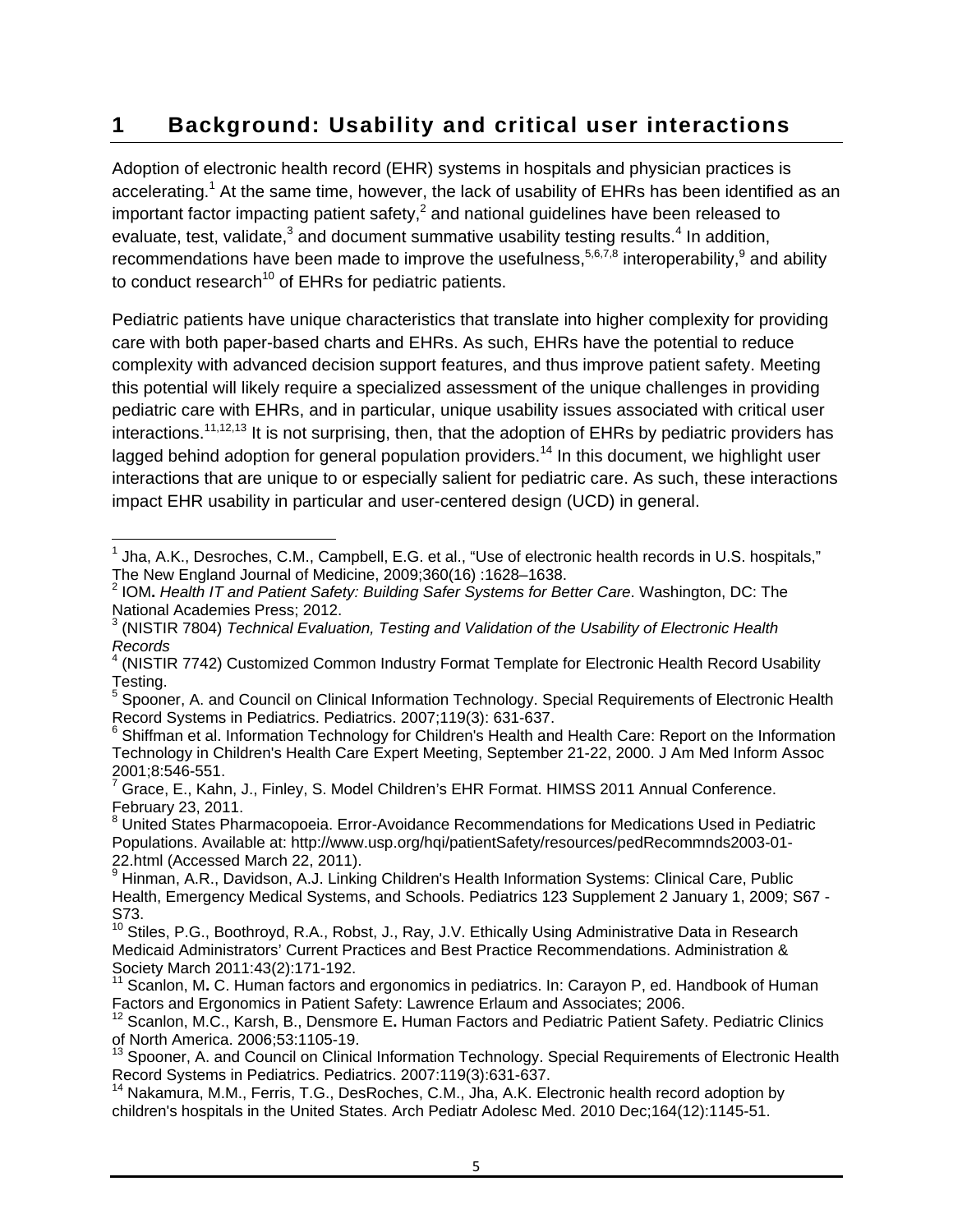# 1 Background: Usability and critical user interactions

Adoption of electronic health record (EHR) systems in hospitals and physician practices is accelerating.[1] At the same time, however, the lack of usability of EHRs has been identified as an important factor impacting patient safety,[2] and national guidelines have been released to evaluate, test, validate,[3] and document summative usability testing results.[4] In addition, recommendations have been made to improve the usefulness,[5,6,7,8] interoperability,[9] and ability to conduct research[10] of EHRs for pediatric patients.

Pediatric patients have unique characteristics that translate into higher complexity for providing care with both paper-based charts and EHRs. As such, EHRs have the potential to reduce complexity with advanced decision support features, and thus improve patient safety. Meeting this potential will likely require a specialized assessment of the unique challenges in providing pediatric care with EHRs, and in particular, unique usability issues associated with critical user interactions.[11,12,13] It is not surprising, then, that the adoption of EHRs by pediatric providers has lagged behind adoption for general population providers.[14] In this document, we highlight user interactions that are unique to or especially salient for pediatric care. As such, these interactions impact EHR usability in particular and user-centered design (UCD) in general.

---

[1] Jha, A.K., Desroches, C.M., Campbell, E.G. et al., "Use of electronic health records in U.S. hospitals," The New England Journal of Medicine, 2009;360(16) :1628–1638.

[2] IOM**.** *Health IT and Patient Safety: Building Safer Systems for Better Care*. Washington, DC: The National Academies Press; 2012.

[3] (NISTIR 7804) *Technical Evaluation, Testing and Validation of the Usability of Electronic Health Records*

[4] (NISTIR 7742) Customized Common Industry Format Template for Electronic Health Record Usability Testing.

[5] Spooner, A. and Council on Clinical Information Technology. Special Requirements of Electronic Health Record Systems in Pediatrics. Pediatrics. 2007;119(3): 631-637.

[6] Shiffman et al. Information Technology for Children's Health and Health Care: Report on the Information Technology in Children's Health Care Expert Meeting, September 21-22, 2000. J Am Med Inform Assoc 2001;8:546-551.

[7] Grace, E., Kahn, J., Finley, S. Model Children's EHR Format. HIMSS 2011 Annual Conference. February 23, 2011.

[8] United States Pharmacopoeia. Error-Avoidance Recommendations for Medications Used in Pediatric Populations. Available at: http://www.usp.org/hqi/patientSafety/resources/pedRecommnds2003-01-22.html (Accessed March 22, 2011).

[9] Hinman, A.R., Davidson, A.J. Linking Children's Health Information Systems: Clinical Care, Public Health, Emergency Medical Systems, and Schools. Pediatrics 123 Supplement 2 January 1, 2009; S67 - S73.

[10] Stiles, P.G., Boothroyd, R.A., Robst, J., Ray, J.V. Ethically Using Administrative Data in Research Medicaid Administrators' Current Practices and Best Practice Recommendations. Administration & Society March 2011:43(2):171-192.

[11] Scanlon, M**.** C. Human factors and ergonomics in pediatrics. In: Carayon P, ed. Handbook of Human Factors and Ergonomics in Patient Safety: Lawrence Erlaum and Associates; 2006.

[12] Scanlon, M.C., Karsh, B., Densmore E**.** Human Factors and Pediatric Patient Safety. Pediatric Clinics of North America. 2006;53:1105-19.

[13] Spooner, A. and Council on Clinical Information Technology. Special Requirements of Electronic Health Record Systems in Pediatrics. Pediatrics. 2007:119(3):631-637.

[14] Nakamura, M.M., Ferris, T.G., DesRoches, C.M., Jha, A.K. Electronic health record adoption by children's hospitals in the United States. Arch Pediatr Adolesc Med. 2010 Dec;164(12):1145-51.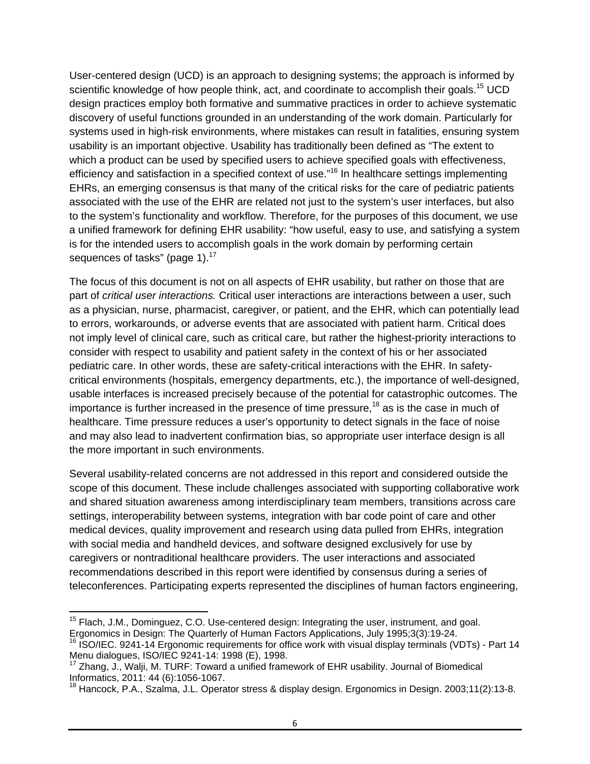User-centered design (UCD) is an approach to designing systems; the approach is informed by scientific knowledge of how people think, act, and coordinate to accomplish their goals.[15] UCD design practices employ both formative and summative practices in order to achieve systematic discovery of useful functions grounded in an understanding of the work domain. Particularly for systems used in high-risk environments, where mistakes can result in fatalities, ensuring system usability is an important objective. Usability has traditionally been defined as "The extent to which a product can be used by specified users to achieve specified goals with effectiveness, efficiency and satisfaction in a specified context of use."[16] In healthcare settings implementing EHRs, an emerging consensus is that many of the critical risks for the care of pediatric patients associated with the use of the EHR are related not just to the system's user interfaces, but also to the system's functionality and workflow. Therefore, for the purposes of this document, we use a unified framework for defining EHR usability: "how useful, easy to use, and satisfying a system is for the intended users to accomplish goals in the work domain by performing certain sequences of tasks" (page 1).[17]

The focus of this document is not on all aspects of EHR usability, but rather on those that are part of *critical user interactions.* Critical user interactions are interactions between a user, such as a physician, nurse, pharmacist, caregiver, or patient, and the EHR, which can potentially lead to errors, workarounds, or adverse events that are associated with patient harm. Critical does not imply level of clinical care, such as critical care, but rather the highest-priority interactions to consider with respect to usability and patient safety in the context of his or her associated pediatric care. In other words, these are safety-critical interactions with the EHR. In safety-critical environments (hospitals, emergency departments, etc.), the importance of well-designed, usable interfaces is increased precisely because of the potential for catastrophic outcomes. The importance is further increased in the presence of time pressure,[18] as is the case in much of healthcare. Time pressure reduces a user's opportunity to detect signals in the face of noise and may also lead to inadvertent confirmation bias, so appropriate user interface design is all the more important in such environments.

Several usability-related concerns are not addressed in this report and considered outside the scope of this document. These include challenges associated with supporting collaborative work and shared situation awareness among interdisciplinary team members, transitions across care settings, interoperability between systems, integration with bar code point of care and other medical devices, quality improvement and research using data pulled from EHRs, integration with social media and handheld devices, and software designed exclusively for use by caregivers or nontraditional healthcare providers. The user interactions and associated recommendations described in this report were identified by consensus during a series of teleconferences. Participating experts represented the disciplines of human factors engineering,

---

[15] Flach, J.M., Dominguez, C.O. Use-centered design: Integrating the user, instrument, and goal. Ergonomics in Design: The Quarterly of Human Factors Applications, July 1995;3(3):19-24.

[16] ISO/IEC. 9241-14 Ergonomic requirements for office work with visual display terminals (VDTs) - Part 14 Menu dialogues, ISO/IEC 9241-14: 1998 (E), 1998.

[17] Zhang, J., Walji, M. TURF: Toward a unified framework of EHR usability. Journal of Biomedical Informatics, 2011: 44 (6):1056-1067.

[18] Hancock, P.A., Szalma, J.L. Operator stress & display design. Ergonomics in Design. 2003;11(2):13-8.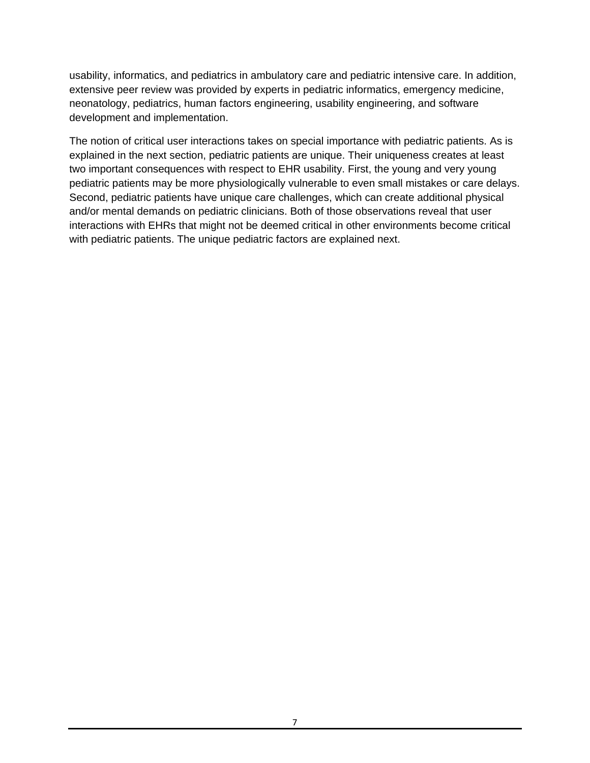usability, informatics, and pediatrics in ambulatory care and pediatric intensive care. In addition, extensive peer review was provided by experts in pediatric informatics, emergency medicine, neonatology, pediatrics, human factors engineering, usability engineering, and software development and implementation.

The notion of critical user interactions takes on special importance with pediatric patients. As is explained in the next section, pediatric patients are unique. Their uniqueness creates at least two important consequences with respect to EHR usability. First, the young and very young pediatric patients may be more physiologically vulnerable to even small mistakes or care delays. Second, pediatric patients have unique care challenges, which can create additional physical and/or mental demands on pediatric clinicians. Both of those observations reveal that user interactions with EHRs that might not be deemed critical in other environments become critical with pediatric patients. The unique pediatric factors are explained next.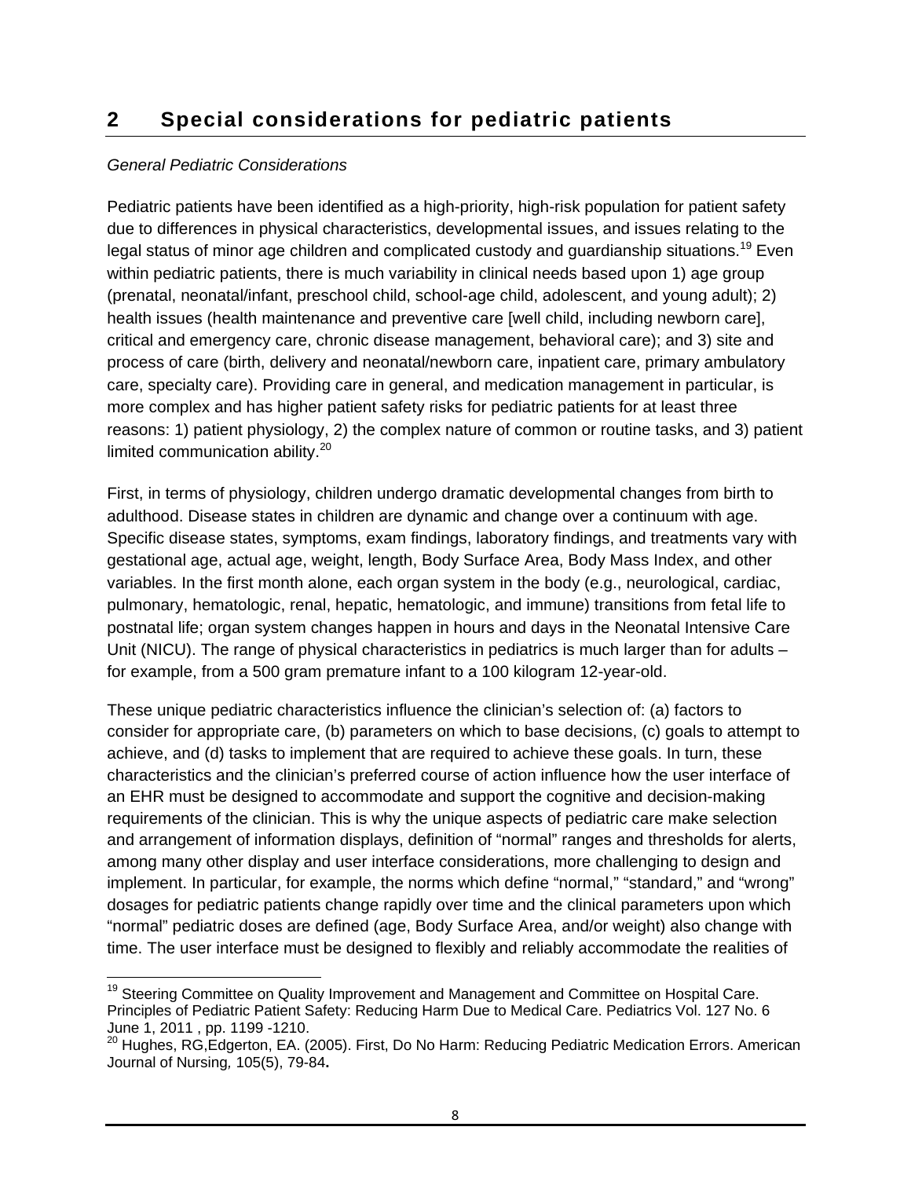# 2 Special considerations for pediatric patients

*General Pediatric Considerations*

Pediatric patients have been identified as a high-priority, high-risk population for patient safety due to differences in physical characteristics, developmental issues, and issues relating to the legal status of minor age children and complicated custody and guardianship situations.[19] Even within pediatric patients, there is much variability in clinical needs based upon 1) age group (prenatal, neonatal/infant, preschool child, school-age child, adolescent, and young adult); 2) health issues (health maintenance and preventive care [well child, including newborn care], critical and emergency care, chronic disease management, behavioral care); and 3) site and process of care (birth, delivery and neonatal/newborn care, inpatient care, primary ambulatory care, specialty care). Providing care in general, and medication management in particular, is more complex and has higher patient safety risks for pediatric patients for at least three reasons: 1) patient physiology, 2) the complex nature of common or routine tasks, and 3) patient limited communication ability.[20]

First, in terms of physiology, children undergo dramatic developmental changes from birth to adulthood. Disease states in children are dynamic and change over a continuum with age. Specific disease states, symptoms, exam findings, laboratory findings, and treatments vary with gestational age, actual age, weight, length, Body Surface Area, Body Mass Index, and other variables. In the first month alone, each organ system in the body (e.g., neurological, cardiac, pulmonary, hematologic, renal, hepatic, hematologic, and immune) transitions from fetal life to postnatal life; organ system changes happen in hours and days in the Neonatal Intensive Care Unit (NICU). The range of physical characteristics in pediatrics is much larger than for adults – for example, from a 500 gram premature infant to a 100 kilogram 12-year-old.

These unique pediatric characteristics influence the clinician's selection of: (a) factors to consider for appropriate care, (b) parameters on which to base decisions, (c) goals to attempt to achieve, and (d) tasks to implement that are required to achieve these goals. In turn, these characteristics and the clinician's preferred course of action influence how the user interface of an EHR must be designed to accommodate and support the cognitive and decision-making requirements of the clinician. This is why the unique aspects of pediatric care make selection and arrangement of information displays, definition of "normal" ranges and thresholds for alerts, among many other display and user interface considerations, more challenging to design and implement. In particular, for example, the norms which define "normal," "standard," and "wrong" dosages for pediatric patients change rapidly over time and the clinical parameters upon which "normal" pediatric doses are defined (age, Body Surface Area, and/or weight) also change with time. The user interface must be designed to flexibly and reliably accommodate the realities of

---

[19] Steering Committee on Quality Improvement and Management and Committee on Hospital Care. Principles of Pediatric Patient Safety: Reducing Harm Due to Medical Care. Pediatrics Vol. 127 No. 6 June 1, 2011 , pp. 1199 -1210.

[20] Hughes, RG,Edgerton, EA. (2005). First, Do No Harm: Reducing Pediatric Medication Errors. American Journal of Nursing*,* 105(5), 79-84**.**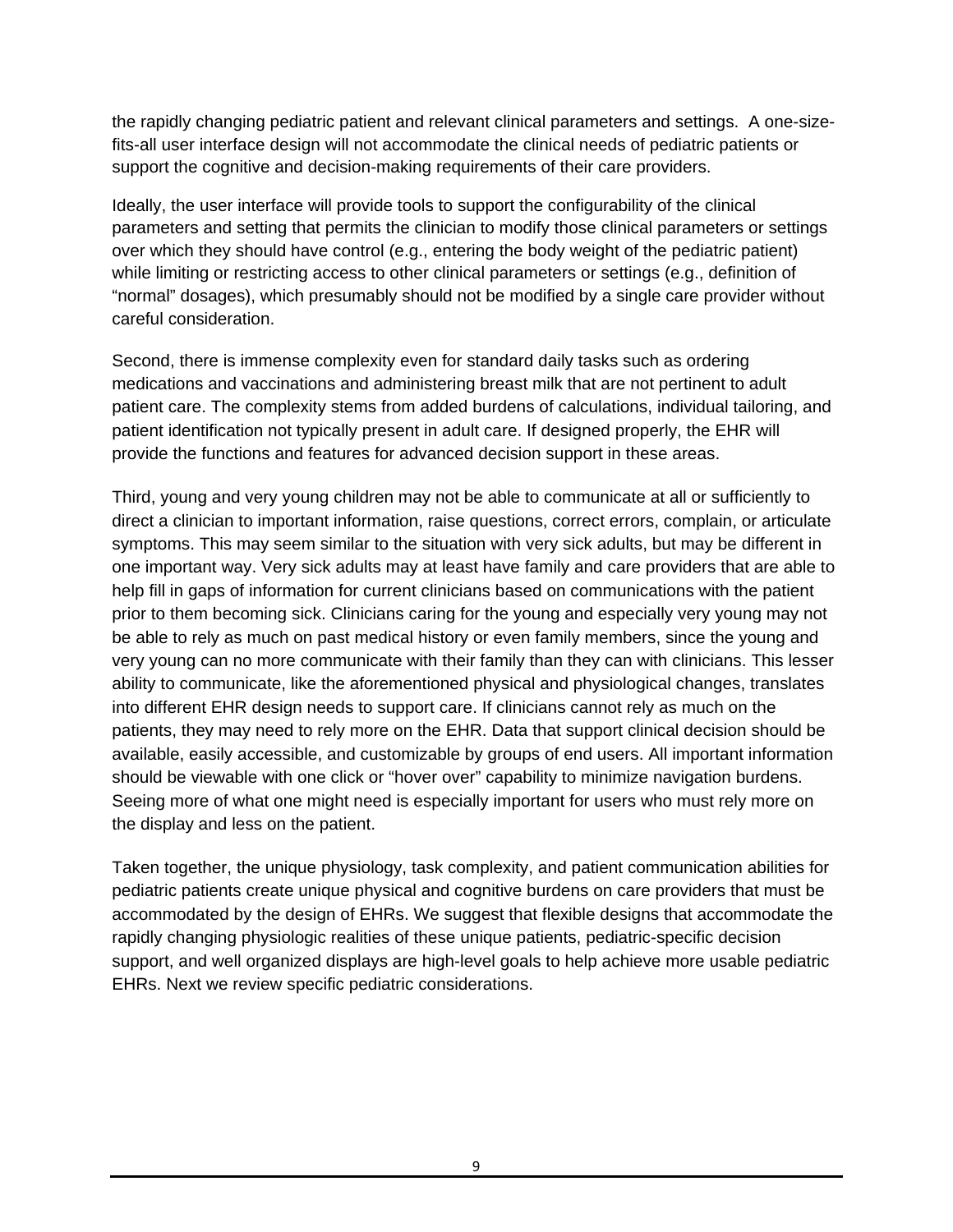the rapidly changing pediatric patient and relevant clinical parameters and settings. A one-size-fits-all user interface design will not accommodate the clinical needs of pediatric patients or support the cognitive and decision-making requirements of their care providers.

Ideally, the user interface will provide tools to support the configurability of the clinical parameters and setting that permits the clinician to modify those clinical parameters or settings over which they should have control (e.g., entering the body weight of the pediatric patient) while limiting or restricting access to other clinical parameters or settings (e.g., definition of "normal" dosages), which presumably should not be modified by a single care provider without careful consideration.

Second, there is immense complexity even for standard daily tasks such as ordering medications and vaccinations and administering breast milk that are not pertinent to adult patient care. The complexity stems from added burdens of calculations, individual tailoring, and patient identification not typically present in adult care. If designed properly, the EHR will provide the functions and features for advanced decision support in these areas.

Third, young and very young children may not be able to communicate at all or sufficiently to direct a clinician to important information, raise questions, correct errors, complain, or articulate symptoms. This may seem similar to the situation with very sick adults, but may be different in one important way. Very sick adults may at least have family and care providers that are able to help fill in gaps of information for current clinicians based on communications with the patient prior to them becoming sick. Clinicians caring for the young and especially very young may not be able to rely as much on past medical history or even family members, since the young and very young can no more communicate with their family than they can with clinicians. This lesser ability to communicate, like the aforementioned physical and physiological changes, translates into different EHR design needs to support care. If clinicians cannot rely as much on the patients, they may need to rely more on the EHR. Data that support clinical decision should be available, easily accessible, and customizable by groups of end users. All important information should be viewable with one click or "hover over" capability to minimize navigation burdens. Seeing more of what one might need is especially important for users who must rely more on the display and less on the patient.

Taken together, the unique physiology, task complexity, and patient communication abilities for pediatric patients create unique physical and cognitive burdens on care providers that must be accommodated by the design of EHRs. We suggest that flexible designs that accommodate the rapidly changing physiologic realities of these unique patients, pediatric-specific decision support, and well organized displays are high-level goals to help achieve more usable pediatric EHRs. Next we review specific pediatric considerations.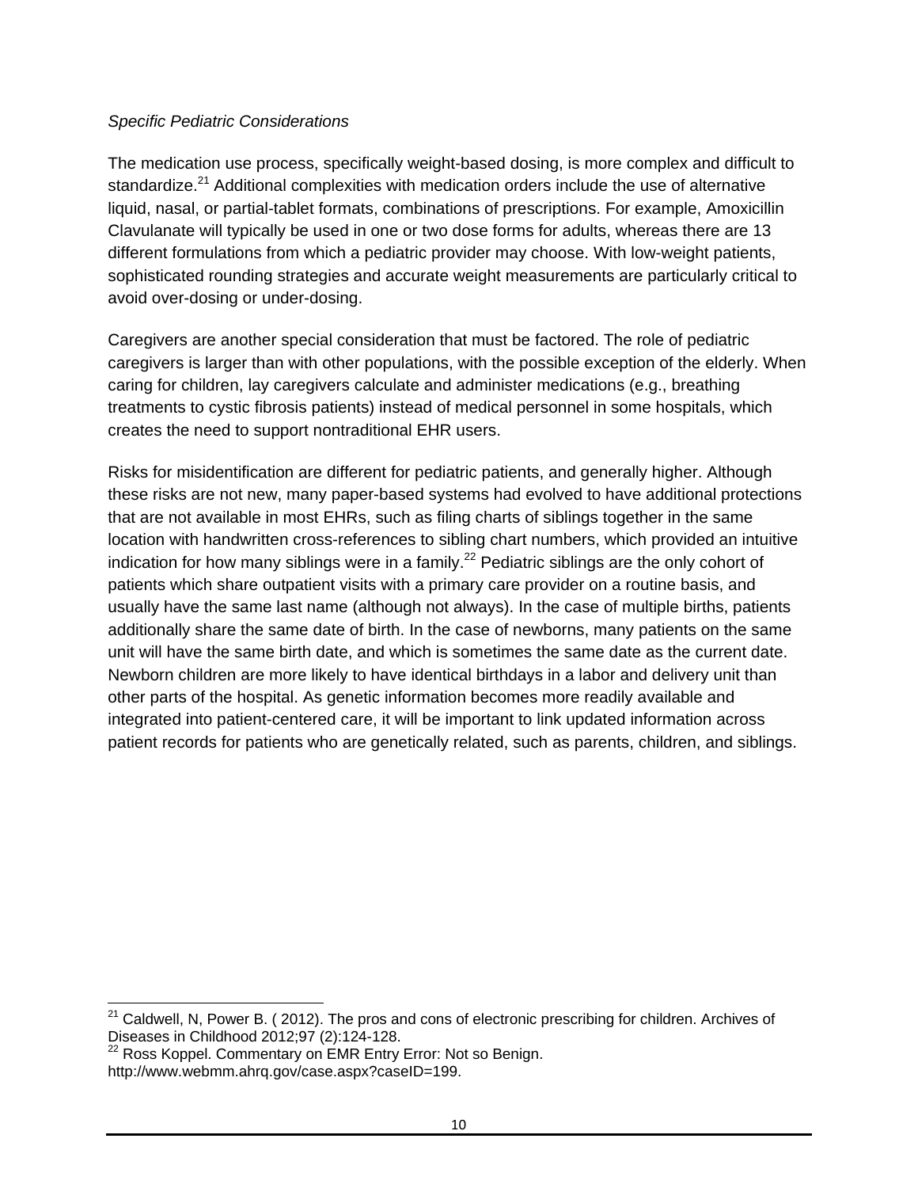*Specific Pediatric Considerations*

The medication use process, specifically weight-based dosing, is more complex and difficult to standardize.[21] Additional complexities with medication orders include the use of alternative liquid, nasal, or partial-tablet formats, combinations of prescriptions. For example, Amoxicillin Clavulanate will typically be used in one or two dose forms for adults, whereas there are 13 different formulations from which a pediatric provider may choose. With low-weight patients, sophisticated rounding strategies and accurate weight measurements are particularly critical to avoid over-dosing or under-dosing.

Caregivers are another special consideration that must be factored. The role of pediatric caregivers is larger than with other populations, with the possible exception of the elderly. When caring for children, lay caregivers calculate and administer medications (e.g., breathing treatments to cystic fibrosis patients) instead of medical personnel in some hospitals, which creates the need to support nontraditional EHR users.

Risks for misidentification are different for pediatric patients, and generally higher. Although these risks are not new, many paper-based systems had evolved to have additional protections that are not available in most EHRs, such as filing charts of siblings together in the same location with handwritten cross-references to sibling chart numbers, which provided an intuitive indication for how many siblings were in a family.[22] Pediatric siblings are the only cohort of patients which share outpatient visits with a primary care provider on a routine basis, and usually have the same last name (although not always). In the case of multiple births, patients additionally share the same date of birth. In the case of newborns, many patients on the same unit will have the same birth date, and which is sometimes the same date as the current date. Newborn children are more likely to have identical birthdays in a labor and delivery unit than other parts of the hospital. As genetic information becomes more readily available and integrated into patient-centered care, it will be important to link updated information across patient records for patients who are genetically related, such as parents, children, and siblings.

---

[21] Caldwell, N, Power B. ( 2012). The pros and cons of electronic prescribing for children. Archives of Diseases in Childhood 2012;97 (2):124-128.

[22] Ross Koppel. Commentary on EMR Entry Error: Not so Benign. http://www.webmm.ahrq.gov/case.aspx?caseID=199.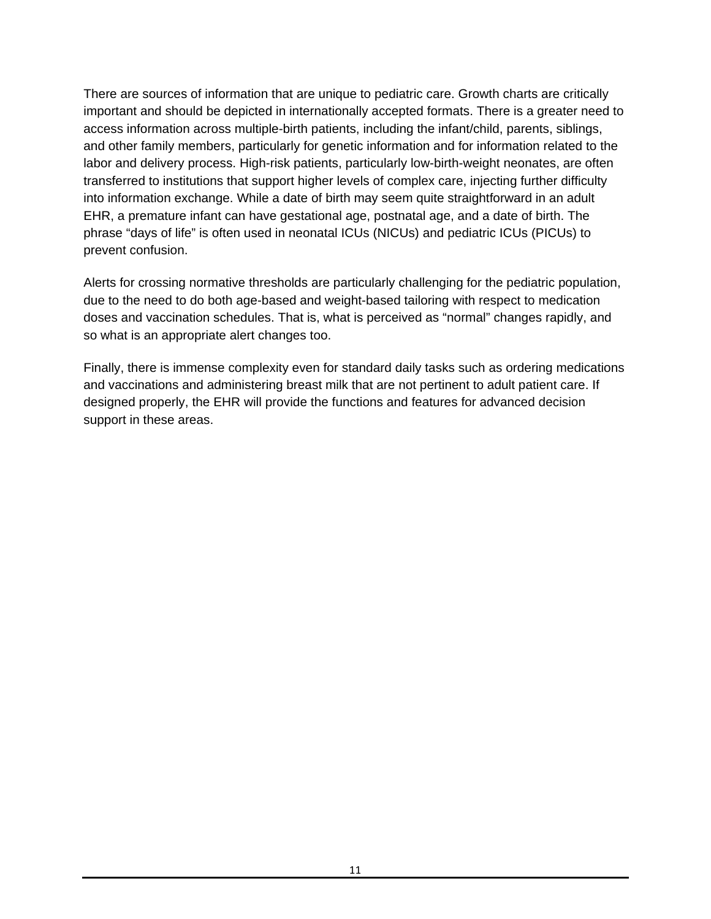There are sources of information that are unique to pediatric care. Growth charts are critically important and should be depicted in internationally accepted formats. There is a greater need to access information across multiple-birth patients, including the infant/child, parents, siblings, and other family members, particularly for genetic information and for information related to the labor and delivery process. High-risk patients, particularly low-birth-weight neonates, are often transferred to institutions that support higher levels of complex care, injecting further difficulty into information exchange. While a date of birth may seem quite straightforward in an adult EHR, a premature infant can have gestational age, postnatal age, and a date of birth. The phrase “days of life” is often used in neonatal ICUs (NICUs) and pediatric ICUs (PICUs) to prevent confusion.

Alerts for crossing normative thresholds are particularly challenging for the pediatric population, due to the need to do both age-based and weight-based tailoring with respect to medication doses and vaccination schedules. That is, what is perceived as “normal” changes rapidly, and so what is an appropriate alert changes too.

Finally, there is immense complexity even for standard daily tasks such as ordering medications and vaccinations and administering breast milk that are not pertinent to adult patient care. If designed properly, the EHR will provide the functions and features for advanced decision support in these areas.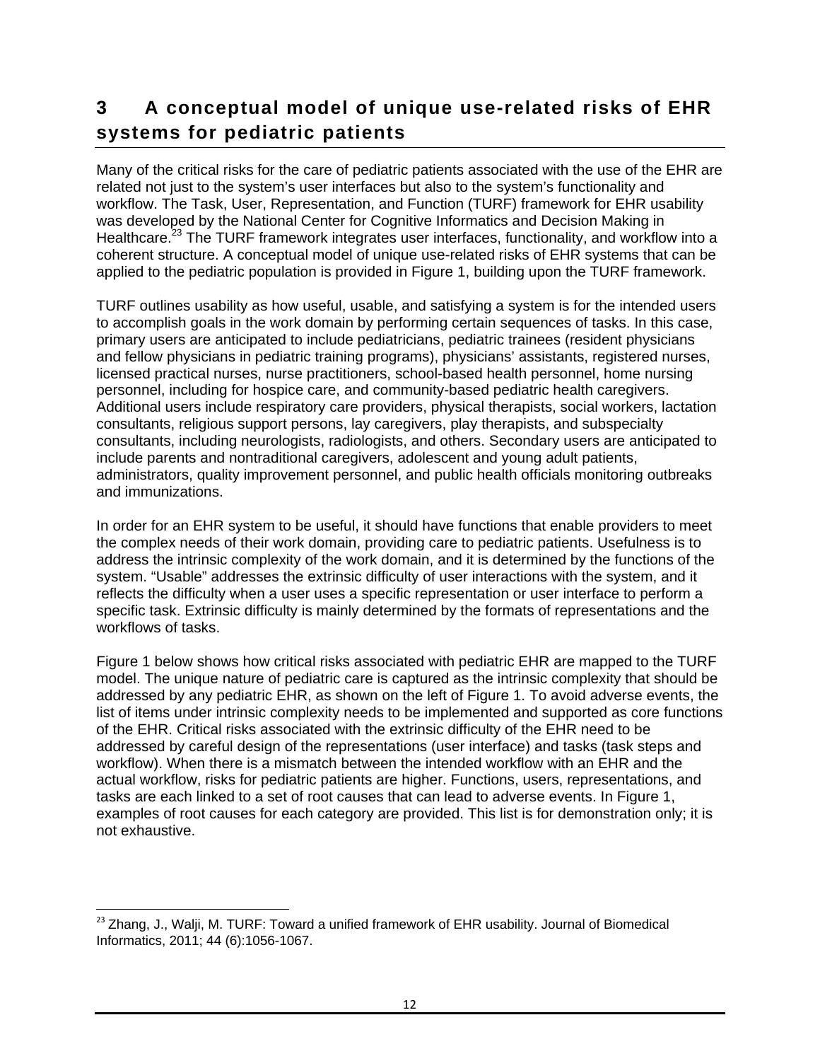# 3 A conceptual model of unique use-related risks of EHR systems for pediatric patients

Many of the critical risks for the care of pediatric patients associated with the use of the EHR are related not just to the system's user interfaces but also to the system's functionality and workflow. The Task, User, Representation, and Function (TURF) framework for EHR usability was developed by the National Center for Cognitive Informatics and Decision Making in Healthcare.[23] The TURF framework integrates user interfaces, functionality, and workflow into a coherent structure. A conceptual model of unique use-related risks of EHR systems that can be applied to the pediatric population is provided in Figure 1, building upon the TURF framework.

TURF outlines usability as how useful, usable, and satisfying a system is for the intended users to accomplish goals in the work domain by performing certain sequences of tasks. In this case, primary users are anticipated to include pediatricians, pediatric trainees (resident physicians and fellow physicians in pediatric training programs), physicians' assistants, registered nurses, licensed practical nurses, nurse practitioners, school-based health personnel, home nursing personnel, including for hospice care, and community-based pediatric health caregivers. Additional users include respiratory care providers, physical therapists, social workers, lactation consultants, religious support persons, lay caregivers, play therapists, and subspecialty consultants, including neurologists, radiologists, and others. Secondary users are anticipated to include parents and nontraditional caregivers, adolescent and young adult patients, administrators, quality improvement personnel, and public health officials monitoring outbreaks and immunizations.

In order for an EHR system to be useful, it should have functions that enable providers to meet the complex needs of their work domain, providing care to pediatric patients. Usefulness is to address the intrinsic complexity of the work domain, and it is determined by the functions of the system. "Usable" addresses the extrinsic difficulty of user interactions with the system, and it reflects the difficulty when a user uses a specific representation or user interface to perform a specific task. Extrinsic difficulty is mainly determined by the formats of representations and the workflows of tasks.

Figure 1 below shows how critical risks associated with pediatric EHR are mapped to the TURF model. The unique nature of pediatric care is captured as the intrinsic complexity that should be addressed by any pediatric EHR, as shown on the left of Figure 1. To avoid adverse events, the list of items under intrinsic complexity needs to be implemented and supported as core functions of the EHR. Critical risks associated with the extrinsic difficulty of the EHR need to be addressed by careful design of the representations (user interface) and tasks (task steps and workflow). When there is a mismatch between the intended workflow with an EHR and the actual workflow, risks for pediatric patients are higher. Functions, users, representations, and tasks are each linked to a set of root causes that can lead to adverse events. In Figure 1, examples of root causes for each category are provided. This list is for demonstration only; it is not exhaustive.

[23] Zhang, J., Walji, M. TURF: Toward a unified framework of EHR usability. Journal of Biomedical Informatics, 2011; 44 (6):1056-1067.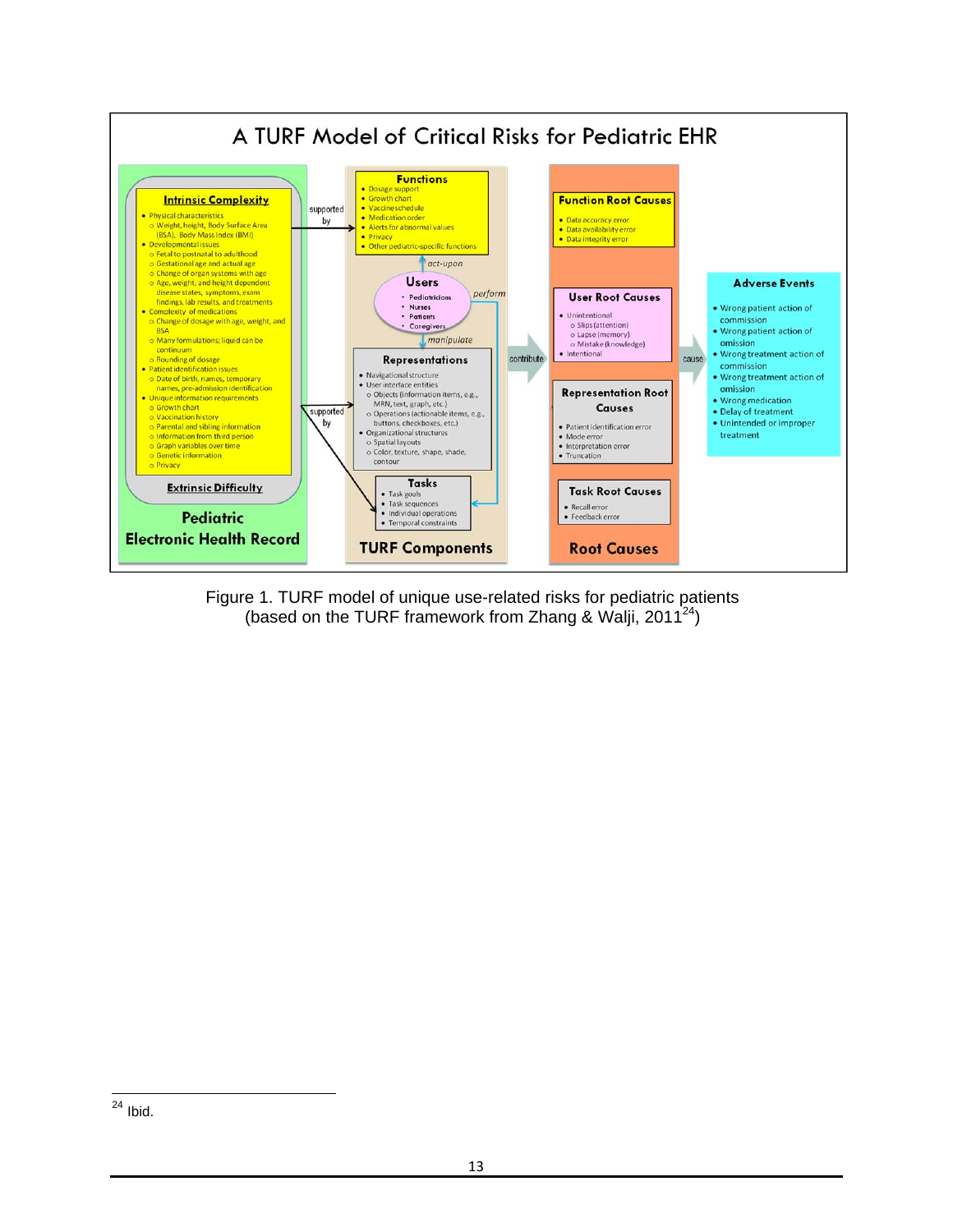# A TURF Model of Critical Risks for Pediatric EHR

## Pediatric Electronic Health Record

### Intrinsic Complexity

- Physical characteristics
  - Weight, height, Body Surface Area (BSA), Body Mass Index (BMI)
- Developmental issues
  - Fetal to postnatal to adulthood
  - Gestational age and actual age
  - Change of organ systems with age
  - Age, weight, and height dependent disease states, symptoms, exam findings, lab results, and treatments
- Complexity of medications
  - Change of dosage with age, weight, and BSA
  - Many formulations; liquid can be continuum
  - Rounding of dosage
- Patient identification issues
  - Date of birth, names, temporary names, pre-admission identification
- Unique information requirements
  - Growth chart
  - Vaccination history
  - Parental and sibling information
  - Information from third person
  - Graph variables over time
  - Genetic information
  - Privacy

### Extrinsic Difficulty

*supported by* → Functions; *supported by* → Tasks

## TURF Components

### Functions

- Dosage support
- Growth chart
- Vaccine schedule
- Medication order
- Alerts for abnormal values
- Privacy
- Other pediatric-specific functions

*act-upon*

### Users

- Pediatricians
- Nurses
- Patients
- Caregivers

*perform* → Tasks; *manipulate* → Representations

### Representations

- Navigational structure
- User interface entities
  - Objects (information items, e.g., MRN, text, graph, etc.)
  - Operations (actionable items, e.g., buttons, checkboxes, etc.)
- Organizational structures
  - Spatial layouts
  - Color, texture, shape, shade, contour

### Tasks

- Task goals
- Task sequences
- Individual operations
- Temporal constraints

*contribute* →

## Root Causes

### Function Root Causes

- Data accuracy error
- Data availability error
- Data integrity error

### User Root Causes

- Unintentional
  - Slips (attention)
  - Lapse (memory)
  - Mistake (knowledge)
- Intentional

### Representation Root Causes

- Patient identification error
- Mode error
- Interpretation error
- Truncation

### Task Root Causes

- Recall error
- Feedback error

*cause* →

## Adverse Events

- Wrong patient action of commission
- Wrong patient action of omission
- Wrong treatment action of commission
- Wrong treatment action of omission
- Wrong medication
- Delay of treatment
- Unintended or improper treatment

Figure 1. TURF model of unique use-related risks for pediatric patients (based on the TURF framework from Zhang & Walji, 2011[24])

[24] Ibid.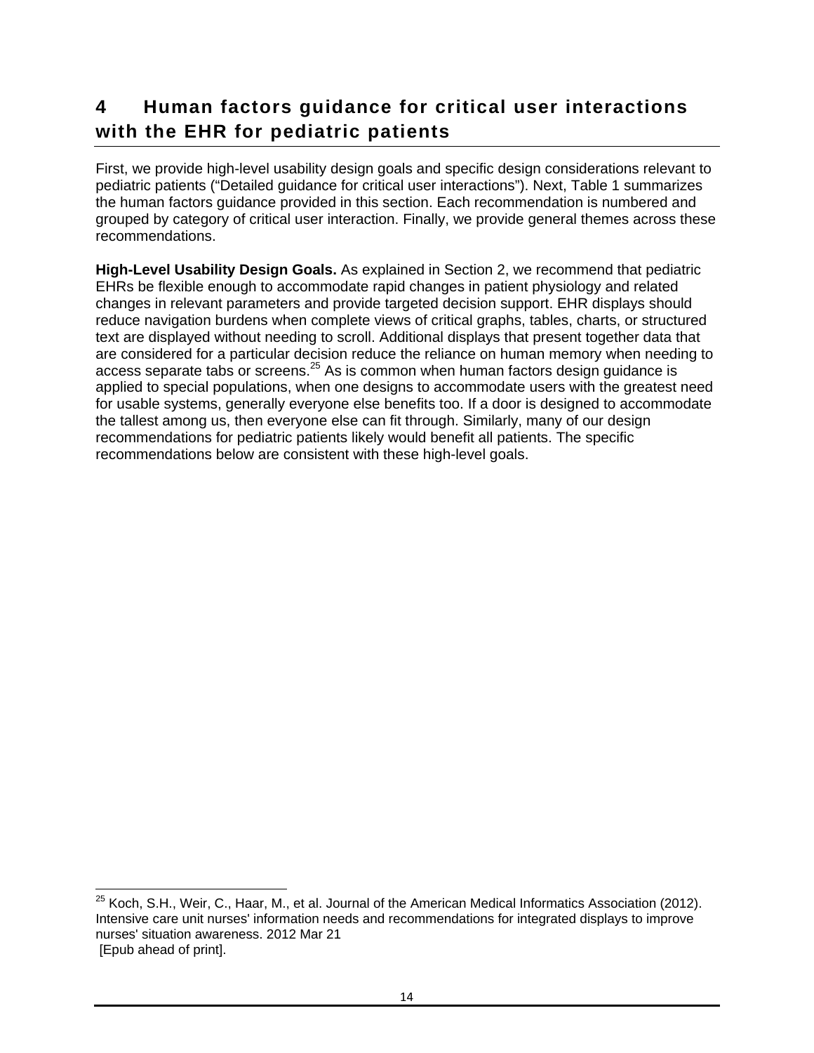# 4 Human factors guidance for critical user interactions with the EHR for pediatric patients

First, we provide high-level usability design goals and specific design considerations relevant to pediatric patients (“Detailed guidance for critical user interactions”). Next, Table 1 summarizes the human factors guidance provided in this section. Each recommendation is numbered and grouped by category of critical user interaction. Finally, we provide general themes across these recommendations.

**High-Level Usability Design Goals.** As explained in Section 2, we recommend that pediatric EHRs be flexible enough to accommodate rapid changes in patient physiology and related changes in relevant parameters and provide targeted decision support. EHR displays should reduce navigation burdens when complete views of critical graphs, tables, charts, or structured text are displayed without needing to scroll. Additional displays that present together data that are considered for a particular decision reduce the reliance on human memory when needing to access separate tabs or screens.[25] As is common when human factors design guidance is applied to special populations, when one designs to accommodate users with the greatest need for usable systems, generally everyone else benefits too. If a door is designed to accommodate the tallest among us, then everyone else can fit through. Similarly, many of our design recommendations for pediatric patients likely would benefit all patients. The specific recommendations below are consistent with these high-level goals.

---

[25] Koch, S.H., Weir, C., Haar, M., et al. Journal of the American Medical Informatics Association (2012). Intensive care unit nurses' information needs and recommendations for integrated displays to improve nurses' situation awareness. 2012 Mar 21 [Epub ahead of print].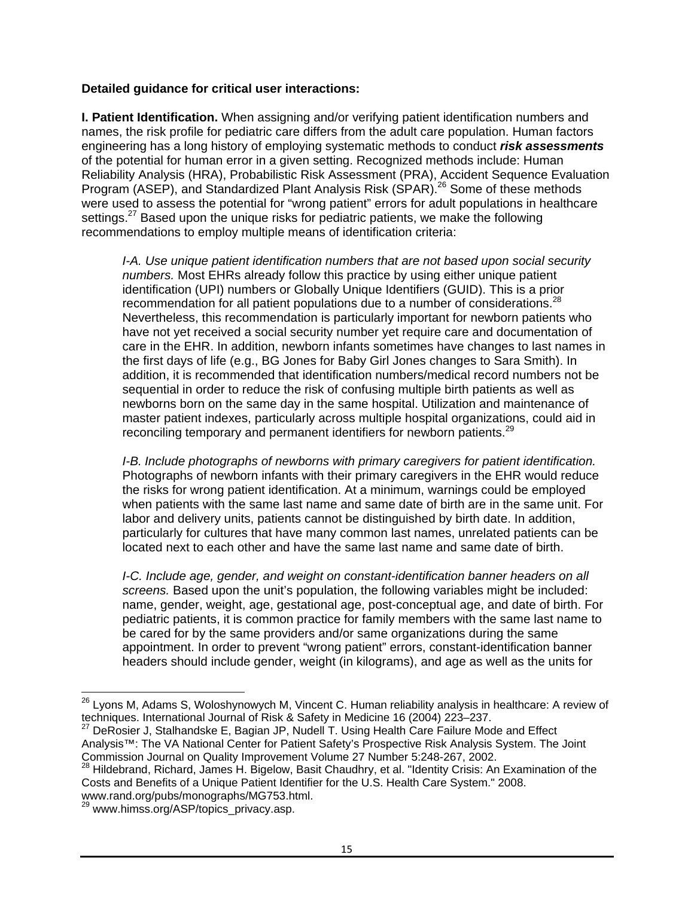**Detailed guidance for critical user interactions:**

**I. Patient Identification.** When assigning and/or verifying patient identification numbers and names, the risk profile for pediatric care differs from the adult care population. Human factors engineering has a long history of employing systematic methods to conduct ***risk assessments*** of the potential for human error in a given setting. Recognized methods include: Human Reliability Analysis (HRA), Probabilistic Risk Assessment (PRA), Accident Sequence Evaluation Program (ASEP), and Standardized Plant Analysis Risk (SPAR).[26] Some of these methods were used to assess the potential for "wrong patient" errors for adult populations in healthcare settings.[27] Based upon the unique risks for pediatric patients, we make the following recommendations to employ multiple means of identification criteria:

> *I-A. Use unique patient identification numbers that are not based upon social security numbers.* Most EHRs already follow this practice by using either unique patient identification (UPI) numbers or Globally Unique Identifiers (GUID). This is a prior recommendation for all patient populations due to a number of considerations.[28] Nevertheless, this recommendation is particularly important for newborn patients who have not yet received a social security number yet require care and documentation of care in the EHR. In addition, newborn infants sometimes have changes to last names in the first days of life (e.g., BG Jones for Baby Girl Jones changes to Sara Smith). In addition, it is recommended that identification numbers/medical record numbers not be sequential in order to reduce the risk of confusing multiple birth patients as well as newborns born on the same day in the same hospital. Utilization and maintenance of master patient indexes, particularly across multiple hospital organizations, could aid in reconciling temporary and permanent identifiers for newborn patients.[29]
>
> *I-B. Include photographs of newborns with primary caregivers for patient identification.* Photographs of newborn infants with their primary caregivers in the EHR would reduce the risks for wrong patient identification. At a minimum, warnings could be employed when patients with the same last name and same date of birth are in the same unit. For labor and delivery units, patients cannot be distinguished by birth date. In addition, particularly for cultures that have many common last names, unrelated patients can be located next to each other and have the same last name and same date of birth.
>
> *I-C. Include age, gender, and weight on constant-identification banner headers on all screens.* Based upon the unit's population, the following variables might be included: name, gender, weight, age, gestational age, post-conceptual age, and date of birth. For pediatric patients, it is common practice for family members with the same last name to be cared for by the same providers and/or same organizations during the same appointment. In order to prevent "wrong patient" errors, constant-identification banner headers should include gender, weight (in kilograms), and age as well as the units for

---

[26] Lyons M, Adams S, Woloshynowych M, Vincent C. Human reliability analysis in healthcare: A review of techniques. International Journal of Risk & Safety in Medicine 16 (2004) 223–237.

[27] DeRosier J, Stalhandske E, Bagian JP, Nudell T. Using Health Care Failure Mode and Effect Analysis™: The VA National Center for Patient Safety's Prospective Risk Analysis System. The Joint Commission Journal on Quality Improvement Volume 27 Number 5:248-267, 2002.

[28] Hildebrand, Richard, James H. Bigelow, Basit Chaudhry, et al. "Identity Crisis: An Examination of the Costs and Benefits of a Unique Patient Identifier for the U.S. Health Care System." 2008. www.rand.org/pubs/monographs/MG753.html.

[29] www.himss.org/ASP/topics_privacy.asp.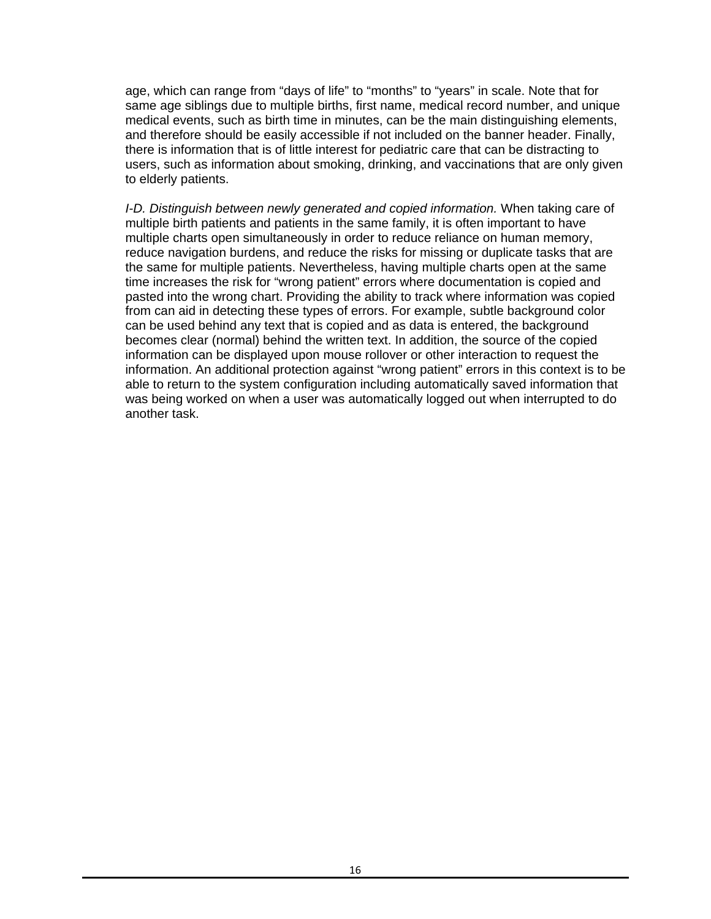age, which can range from “days of life” to “months” to “years” in scale. Note that for same age siblings due to multiple births, first name, medical record number, and unique medical events, such as birth time in minutes, can be the main distinguishing elements, and therefore should be easily accessible if not included on the banner header. Finally, there is information that is of little interest for pediatric care that can be distracting to users, such as information about smoking, drinking, and vaccinations that are only given to elderly patients.

*I-D. Distinguish between newly generated and copied information.* When taking care of multiple birth patients and patients in the same family, it is often important to have multiple charts open simultaneously in order to reduce reliance on human memory, reduce navigation burdens, and reduce the risks for missing or duplicate tasks that are the same for multiple patients. Nevertheless, having multiple charts open at the same time increases the risk for “wrong patient” errors where documentation is copied and pasted into the wrong chart. Providing the ability to track where information was copied from can aid in detecting these types of errors. For example, subtle background color can be used behind any text that is copied and as data is entered, the background becomes clear (normal) behind the written text. In addition, the source of the copied information can be displayed upon mouse rollover or other interaction to request the information. An additional protection against “wrong patient” errors in this context is to be able to return to the system configuration including automatically saved information that was being worked on when a user was automatically logged out when interrupted to do another task.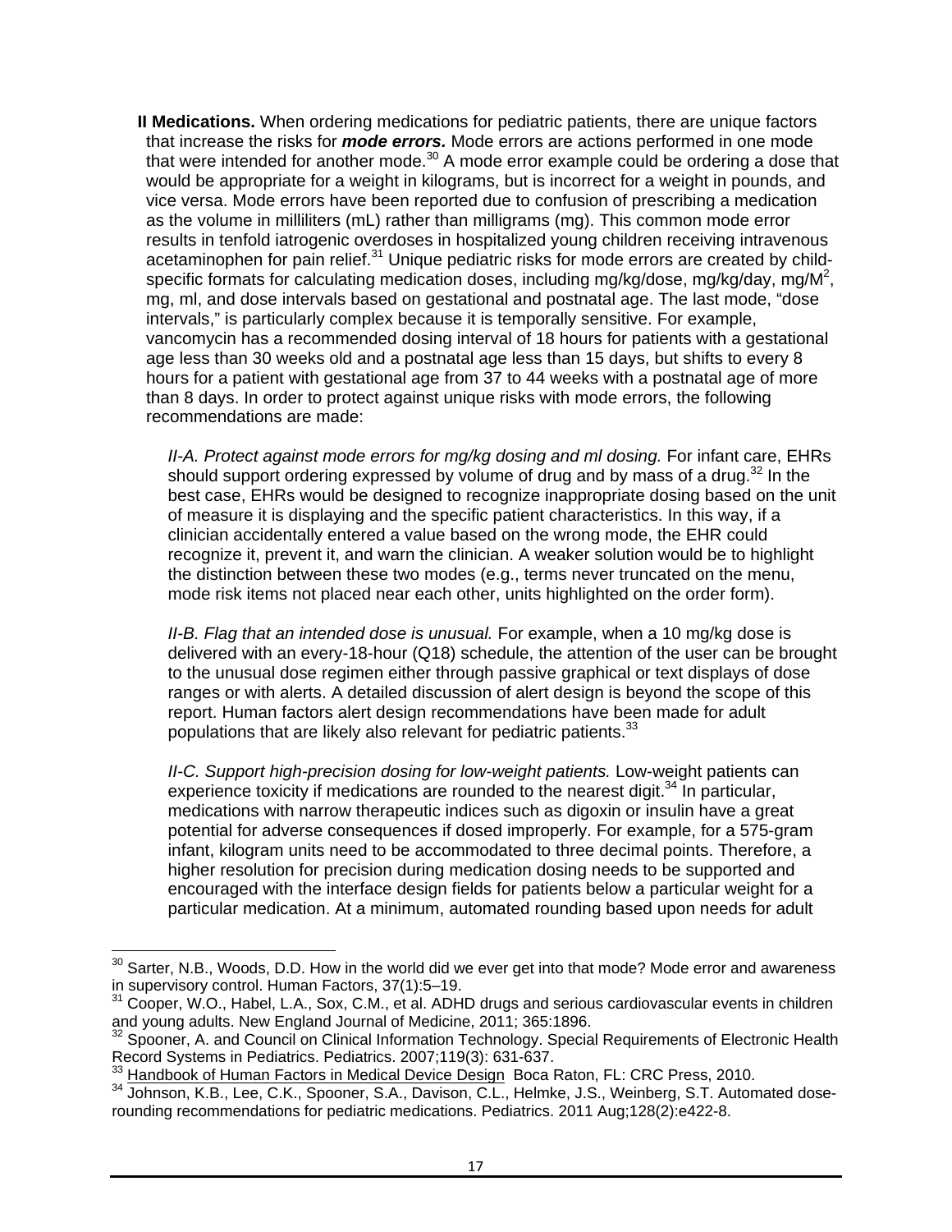**II Medications.** When ordering medications for pediatric patients, there are unique factors that increase the risks for ***mode errors.*** Mode errors are actions performed in one mode that were intended for another mode.[30] A mode error example could be ordering a dose that would be appropriate for a weight in kilograms, but is incorrect for a weight in pounds, and vice versa. Mode errors have been reported due to confusion of prescribing a medication as the volume in milliliters (mL) rather than milligrams (mg). This common mode error results in tenfold iatrogenic overdoses in hospitalized young children receiving intravenous acetaminophen for pain relief.[31] Unique pediatric risks for mode errors are created by child-specific formats for calculating medication doses, including mg/kg/dose, mg/kg/day, mg/M$^2$, mg, ml, and dose intervals based on gestational and postnatal age. The last mode, "dose intervals," is particularly complex because it is temporally sensitive. For example, vancomycin has a recommended dosing interval of 18 hours for patients with a gestational age less than 30 weeks old and a postnatal age less than 15 days, but shifts to every 8 hours for a patient with gestational age from 37 to 44 weeks with a postnatal age of more than 8 days. In order to protect against unique risks with mode errors, the following recommendations are made:

*II-A. Protect against mode errors for mg/kg dosing and ml dosing.* For infant care, EHRs should support ordering expressed by volume of drug and by mass of a drug.[32] In the best case, EHRs would be designed to recognize inappropriate dosing based on the unit of measure it is displaying and the specific patient characteristics. In this way, if a clinician accidentally entered a value based on the wrong mode, the EHR could recognize it, prevent it, and warn the clinician. A weaker solution would be to highlight the distinction between these two modes (e.g., terms never truncated on the menu, mode risk items not placed near each other, units highlighted on the order form).

*II-B. Flag that an intended dose is unusual.* For example, when a 10 mg/kg dose is delivered with an every-18-hour (Q18) schedule, the attention of the user can be brought to the unusual dose regimen either through passive graphical or text displays of dose ranges or with alerts. A detailed discussion of alert design is beyond the scope of this report. Human factors alert design recommendations have been made for adult populations that are likely also relevant for pediatric patients.[33]

*II-C. Support high-precision dosing for low-weight patients.* Low-weight patients can experience toxicity if medications are rounded to the nearest digit.[34] In particular, medications with narrow therapeutic indices such as digoxin or insulin have a great potential for adverse consequences if dosed improperly. For example, for a 575-gram infant, kilogram units need to be accommodated to three decimal points. Therefore, a higher resolution for precision during medication dosing needs to be supported and encouraged with the interface design fields for patients below a particular weight for a particular medication. At a minimum, automated rounding based upon needs for adult

---

[30] Sarter, N.B., Woods, D.D. How in the world did we ever get into that mode? Mode error and awareness in supervisory control. Human Factors, 37(1):5–19.

[31] Cooper, W.O., Habel, L.A., Sox, C.M., et al. ADHD drugs and serious cardiovascular events in children and young adults. New England Journal of Medicine, 2011; 365:1896.

[32] Spooner, A. and Council on Clinical Information Technology. Special Requirements of Electronic Health Record Systems in Pediatrics. Pediatrics. 2007;119(3): 631-637.

[33] Handbook of Human Factors in Medical Device Design Boca Raton, FL: CRC Press, 2010.

[34] Johnson, K.B., Lee, C.K., Spooner, S.A., Davison, C.L., Helmke, J.S., Weinberg, S.T. Automated dose-rounding recommendations for pediatric medications. Pediatrics. 2011 Aug;128(2):e422-8.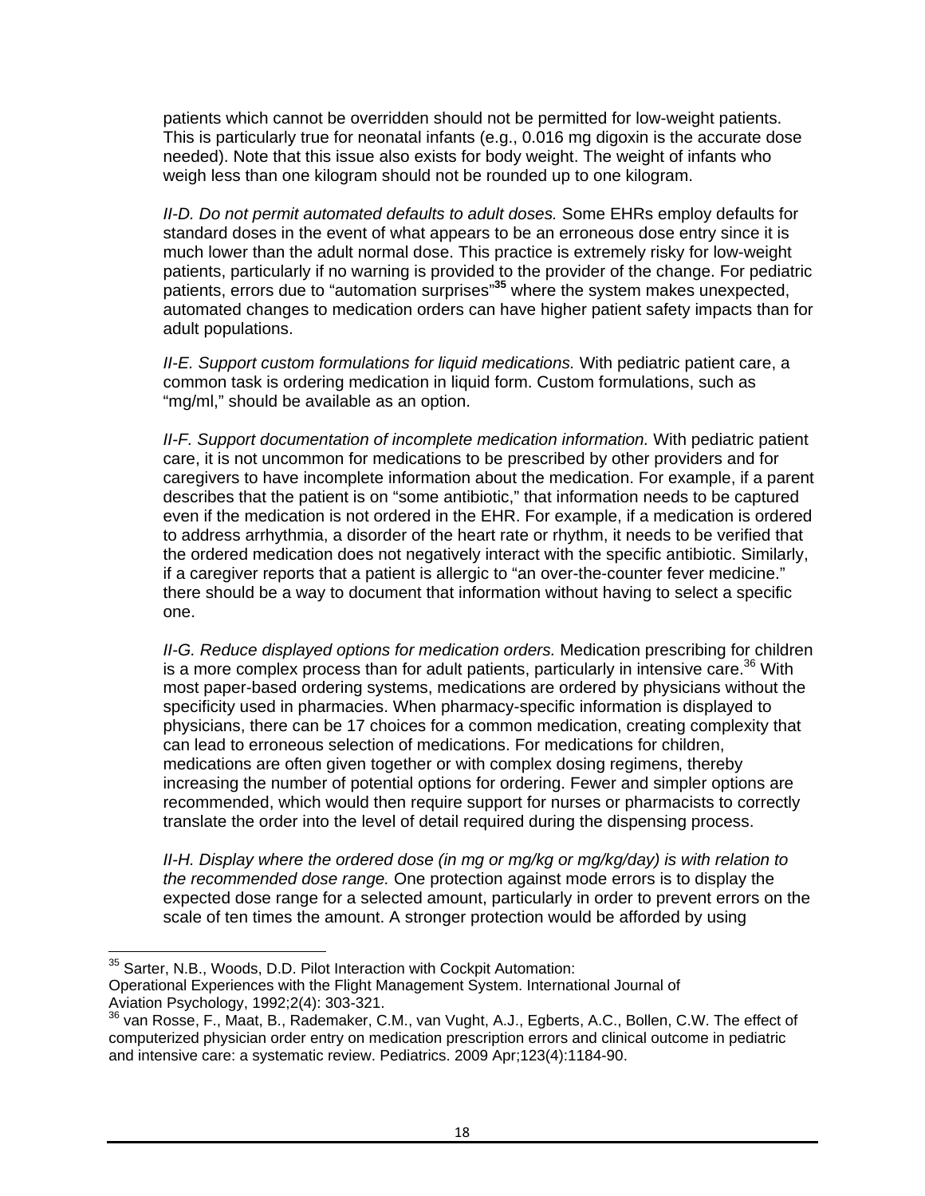patients which cannot be overridden should not be permitted for low-weight patients. This is particularly true for neonatal infants (e.g., 0.016 mg digoxin is the accurate dose needed). Note that this issue also exists for body weight. The weight of infants who weigh less than one kilogram should not be rounded up to one kilogram.

*II-D. Do not permit automated defaults to adult doses.* Some EHRs employ defaults for standard doses in the event of what appears to be an erroneous dose entry since it is much lower than the adult normal dose. This practice is extremely risky for low-weight patients, particularly if no warning is provided to the provider of the change. For pediatric patients, errors due to "automation surprises"[35] where the system makes unexpected, automated changes to medication orders can have higher patient safety impacts than for adult populations.

*II-E. Support custom formulations for liquid medications.* With pediatric patient care, a common task is ordering medication in liquid form. Custom formulations, such as "mg/ml," should be available as an option.

*II-F. Support documentation of incomplete medication information.* With pediatric patient care, it is not uncommon for medications to be prescribed by other providers and for caregivers to have incomplete information about the medication. For example, if a parent describes that the patient is on "some antibiotic," that information needs to be captured even if the medication is not ordered in the EHR. For example, if a medication is ordered to address arrhythmia, a disorder of the heart rate or rhythm, it needs to be verified that the ordered medication does not negatively interact with the specific antibiotic. Similarly, if a caregiver reports that a patient is allergic to "an over-the-counter fever medicine." there should be a way to document that information without having to select a specific one.

*II-G. Reduce displayed options for medication orders.* Medication prescribing for children is a more complex process than for adult patients, particularly in intensive care.[36] With most paper-based ordering systems, medications are ordered by physicians without the specificity used in pharmacies. When pharmacy-specific information is displayed to physicians, there can be 17 choices for a common medication, creating complexity that can lead to erroneous selection of medications. For medications for children, medications are often given together or with complex dosing regimens, thereby increasing the number of potential options for ordering. Fewer and simpler options are recommended, which would then require support for nurses or pharmacists to correctly translate the order into the level of detail required during the dispensing process.

*II-H. Display where the ordered dose (in mg or mg/kg or mg/kg/day) is with relation to the recommended dose range.* One protection against mode errors is to display the expected dose range for a selected amount, particularly in order to prevent errors on the scale of ten times the amount. A stronger protection would be afforded by using

---

[35] Sarter, N.B., Woods, D.D. Pilot Interaction with Cockpit Automation: Operational Experiences with the Flight Management System. International Journal of Aviation Psychology, 1992;2(4): 303-321.

[36] van Rosse, F., Maat, B., Rademaker, C.M., van Vught, A.J., Egberts, A.C., Bollen, C.W. The effect of computerized physician order entry on medication prescription errors and clinical outcome in pediatric and intensive care: a systematic review. Pediatrics. 2009 Apr;123(4):1184-90.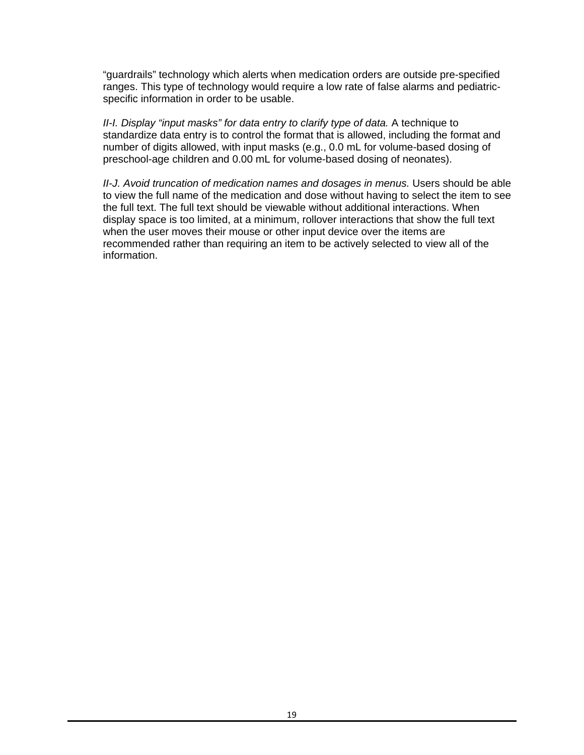“guardrails” technology which alerts when medication orders are outside pre-specified ranges. This type of technology would require a low rate of false alarms and pediatric-specific information in order to be usable.

*II-I. Display “input masks” for data entry to clarify type of data.* A technique to standardize data entry is to control the format that is allowed, including the format and number of digits allowed, with input masks (e.g., 0.0 mL for volume-based dosing of preschool-age children and 0.00 mL for volume-based dosing of neonates).

*II-J. Avoid truncation of medication names and dosages in menus.* Users should be able to view the full name of the medication and dose without having to select the item to see the full text. The full text should be viewable without additional interactions. When display space is too limited, at a minimum, rollover interactions that show the full text when the user moves their mouse or other input device over the items are recommended rather than requiring an item to be actively selected to view all of the information.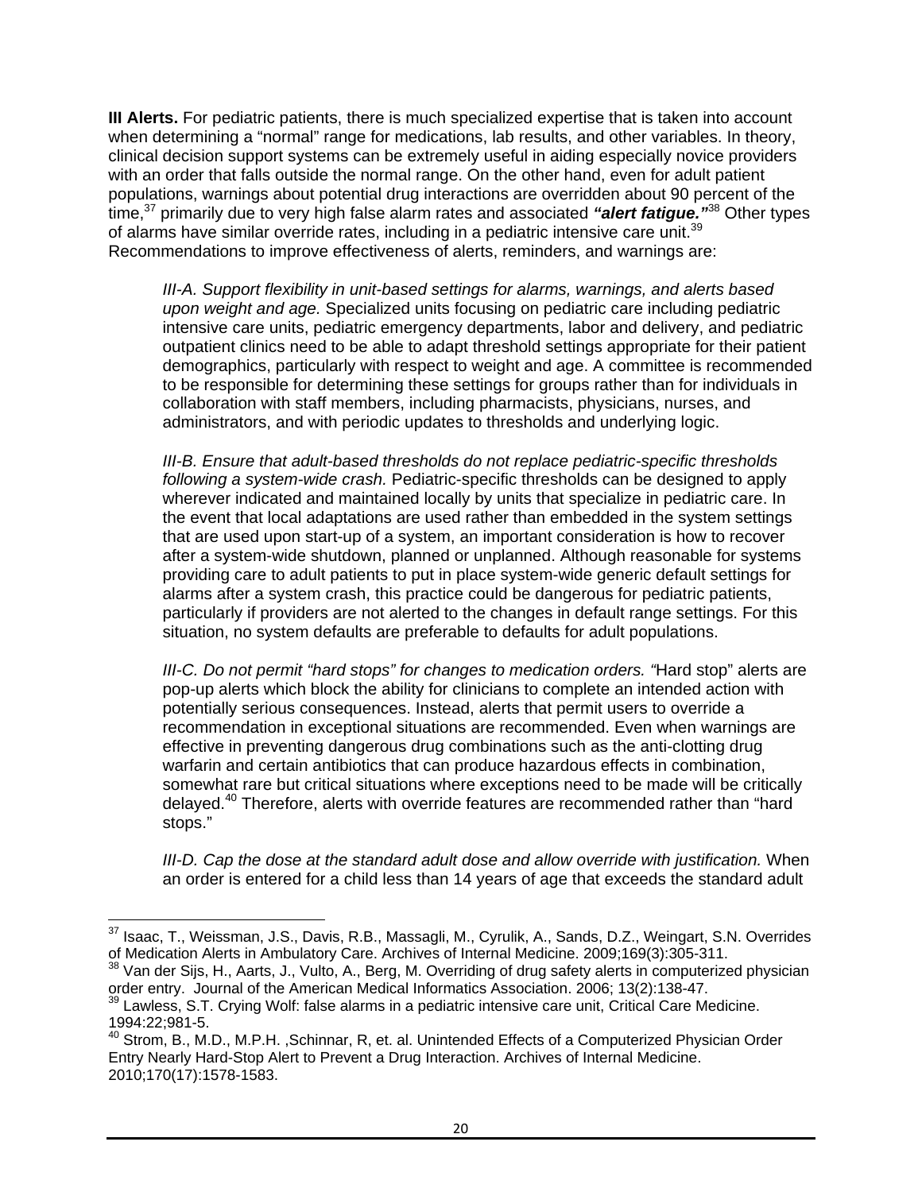**III Alerts.** For pediatric patients, there is much specialized expertise that is taken into account when determining a "normal" range for medications, lab results, and other variables. In theory, clinical decision support systems can be extremely useful in aiding especially novice providers with an order that falls outside the normal range. On the other hand, even for adult patient populations, warnings about potential drug interactions are overridden about 90 percent of the time,[37] primarily due to very high false alarm rates and associated ***"alert fatigue."***[38] Other types of alarms have similar override rates, including in a pediatric intensive care unit.[39] Recommendations to improve effectiveness of alerts, reminders, and warnings are:

> *III-A. Support flexibility in unit-based settings for alarms, warnings, and alerts based upon weight and age.* Specialized units focusing on pediatric care including pediatric intensive care units, pediatric emergency departments, labor and delivery, and pediatric outpatient clinics need to be able to adapt threshold settings appropriate for their patient demographics, particularly with respect to weight and age. A committee is recommended to be responsible for determining these settings for groups rather than for individuals in collaboration with staff members, including pharmacists, physicians, nurses, and administrators, and with periodic updates to thresholds and underlying logic.
>
> *III-B. Ensure that adult-based thresholds do not replace pediatric-specific thresholds following a system-wide crash.* Pediatric-specific thresholds can be designed to apply wherever indicated and maintained locally by units that specialize in pediatric care. In the event that local adaptations are used rather than embedded in the system settings that are used upon start-up of a system, an important consideration is how to recover after a system-wide shutdown, planned or unplanned. Although reasonable for systems providing care to adult patients to put in place system-wide generic default settings for alarms after a system crash, this practice could be dangerous for pediatric patients, particularly if providers are not alerted to the changes in default range settings. For this situation, no system defaults are preferable to defaults for adult populations.
>
> *III-C. Do not permit "hard stops" for changes to medication orders.* "Hard stop" alerts are pop-up alerts which block the ability for clinicians to complete an intended action with potentially serious consequences. Instead, alerts that permit users to override a recommendation in exceptional situations are recommended. Even when warnings are effective in preventing dangerous drug combinations such as the anti-clotting drug warfarin and certain antibiotics that can produce hazardous effects in combination, somewhat rare but critical situations where exceptions need to be made will be critically delayed.[40] Therefore, alerts with override features are recommended rather than "hard stops."
>
> *III-D. Cap the dose at the standard adult dose and allow override with justification.* When an order is entered for a child less than 14 years of age that exceeds the standard adult

---

[37] Isaac, T., Weissman, J.S., Davis, R.B., Massagli, M., Cyrulik, A., Sands, D.Z., Weingart, S.N. Overrides of Medication Alerts in Ambulatory Care. Archives of Internal Medicine. 2009;169(3):305-311.

[38] Van der Sijs, H., Aarts, J., Vulto, A., Berg, M. Overriding of drug safety alerts in computerized physician order entry. Journal of the American Medical Informatics Association. 2006; 13(2):138-47.

[39] Lawless, S.T. Crying Wolf: false alarms in a pediatric intensive care unit, Critical Care Medicine. 1994:22;981-5.

[40] Strom, B., M.D., M.P.H. ,Schinnar, R, et. al. Unintended Effects of a Computerized Physician Order Entry Nearly Hard-Stop Alert to Prevent a Drug Interaction. Archives of Internal Medicine. 2010;170(17):1578-1583.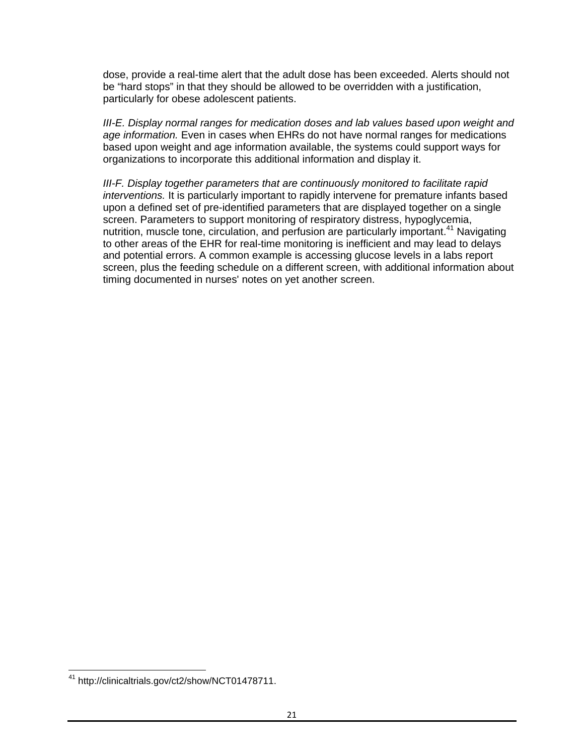dose, provide a real-time alert that the adult dose has been exceeded. Alerts should not be “hard stops” in that they should be allowed to be overridden with a justification, particularly for obese adolescent patients.

*III-E. Display normal ranges for medication doses and lab values based upon weight and age information.* Even in cases when EHRs do not have normal ranges for medications based upon weight and age information available, the systems could support ways for organizations to incorporate this additional information and display it.

*III-F. Display together parameters that are continuously monitored to facilitate rapid interventions.* It is particularly important to rapidly intervene for premature infants based upon a defined set of pre-identified parameters that are displayed together on a single screen. Parameters to support monitoring of respiratory distress, hypoglycemia, nutrition, muscle tone, circulation, and perfusion are particularly important.[41] Navigating to other areas of the EHR for real-time monitoring is inefficient and may lead to delays and potential errors. A common example is accessing glucose levels in a labs report screen, plus the feeding schedule on a different screen, with additional information about timing documented in nurses' notes on yet another screen.

---

[41] http://clinicaltrials.gov/ct2/show/NCT01478711.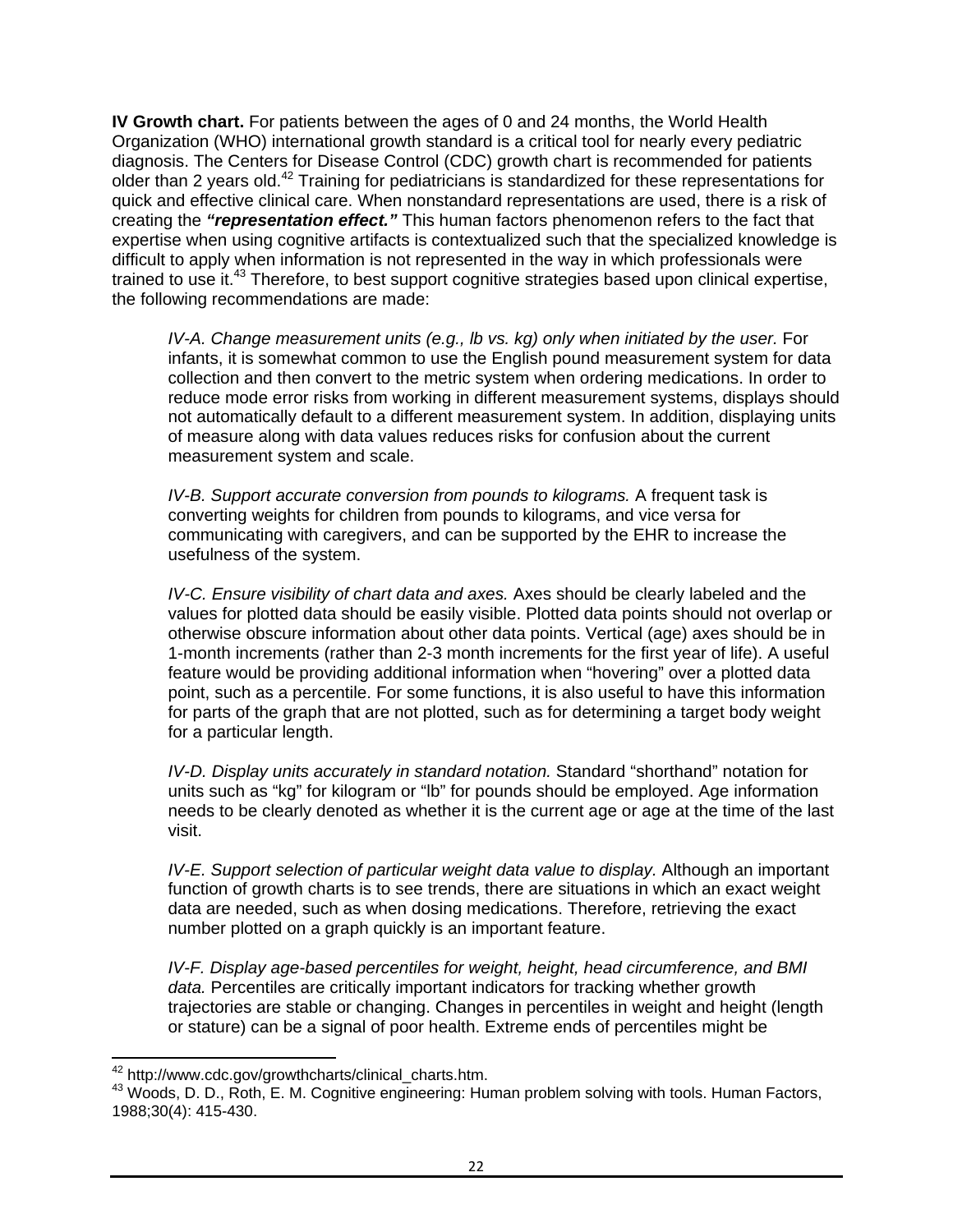**IV Growth chart.** For patients between the ages of 0 and 24 months, the World Health Organization (WHO) international growth standard is a critical tool for nearly every pediatric diagnosis. The Centers for Disease Control (CDC) growth chart is recommended for patients older than 2 years old.[42] Training for pediatricians is standardized for these representations for quick and effective clinical care. When nonstandard representations are used, there is a risk of creating the ***"representation effect."*** This human factors phenomenon refers to the fact that expertise when using cognitive artifacts is contextualized such that the specialized knowledge is difficult to apply when information is not represented in the way in which professionals were trained to use it.[43] Therefore, to best support cognitive strategies based upon clinical expertise, the following recommendations are made:

> *IV-A. Change measurement units (e.g., lb vs. kg) only when initiated by the user.* For infants, it is somewhat common to use the English pound measurement system for data collection and then convert to the metric system when ordering medications. In order to reduce mode error risks from working in different measurement systems, displays should not automatically default to a different measurement system. In addition, displaying units of measure along with data values reduces risks for confusion about the current measurement system and scale.
>
> *IV-B. Support accurate conversion from pounds to kilograms.* A frequent task is converting weights for children from pounds to kilograms, and vice versa for communicating with caregivers, and can be supported by the EHR to increase the usefulness of the system.
>
> *IV-C. Ensure visibility of chart data and axes.* Axes should be clearly labeled and the values for plotted data should be easily visible. Plotted data points should not overlap or otherwise obscure information about other data points. Vertical (age) axes should be in 1-month increments (rather than 2-3 month increments for the first year of life). A useful feature would be providing additional information when "hovering" over a plotted data point, such as a percentile. For some functions, it is also useful to have this information for parts of the graph that are not plotted, such as for determining a target body weight for a particular length.
>
> *IV-D. Display units accurately in standard notation.* Standard "shorthand" notation for units such as "kg" for kilogram or "lb" for pounds should be employed. Age information needs to be clearly denoted as whether it is the current age or age at the time of the last visit.
>
> *IV-E. Support selection of particular weight data value to display.* Although an important function of growth charts is to see trends, there are situations in which an exact weight data are needed, such as when dosing medications. Therefore, retrieving the exact number plotted on a graph quickly is an important feature.
>
> *IV-F. Display age-based percentiles for weight, height, head circumference, and BMI data.* Percentiles are critically important indicators for tracking whether growth trajectories are stable or changing. Changes in percentiles in weight and height (length or stature) can be a signal of poor health. Extreme ends of percentiles might be

---

[42] http://www.cdc.gov/growthcharts/clinical_charts.htm.

[43] Woods, D. D., Roth, E. M. Cognitive engineering: Human problem solving with tools. Human Factors, 1988;30(4): 415-430.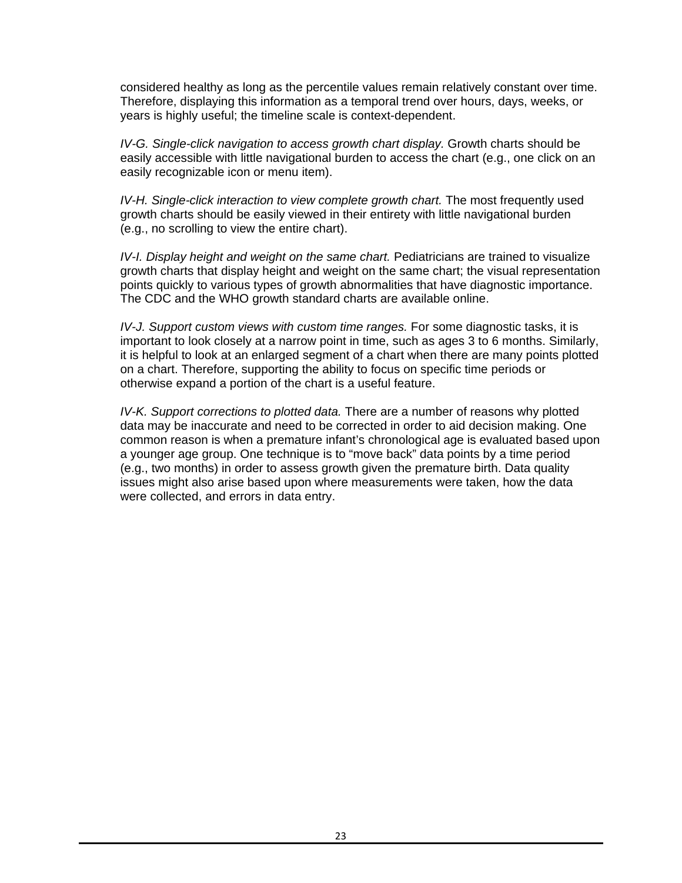considered healthy as long as the percentile values remain relatively constant over time. Therefore, displaying this information as a temporal trend over hours, days, weeks, or years is highly useful; the timeline scale is context-dependent.

*IV-G. Single-click navigation to access growth chart display.* Growth charts should be easily accessible with little navigational burden to access the chart (e.g., one click on an easily recognizable icon or menu item).

*IV-H. Single-click interaction to view complete growth chart.* The most frequently used growth charts should be easily viewed in their entirety with little navigational burden (e.g., no scrolling to view the entire chart).

*IV-I. Display height and weight on the same chart.* Pediatricians are trained to visualize growth charts that display height and weight on the same chart; the visual representation points quickly to various types of growth abnormalities that have diagnostic importance. The CDC and the WHO growth standard charts are available online.

*IV-J. Support custom views with custom time ranges.* For some diagnostic tasks, it is important to look closely at a narrow point in time, such as ages 3 to 6 months. Similarly, it is helpful to look at an enlarged segment of a chart when there are many points plotted on a chart. Therefore, supporting the ability to focus on specific time periods or otherwise expand a portion of the chart is a useful feature.

*IV-K. Support corrections to plotted data.* There are a number of reasons why plotted data may be inaccurate and need to be corrected in order to aid decision making. One common reason is when a premature infant's chronological age is evaluated based upon a younger age group. One technique is to "move back" data points by a time period (e.g., two months) in order to assess growth given the premature birth. Data quality issues might also arise based upon where measurements were taken, how the data were collected, and errors in data entry.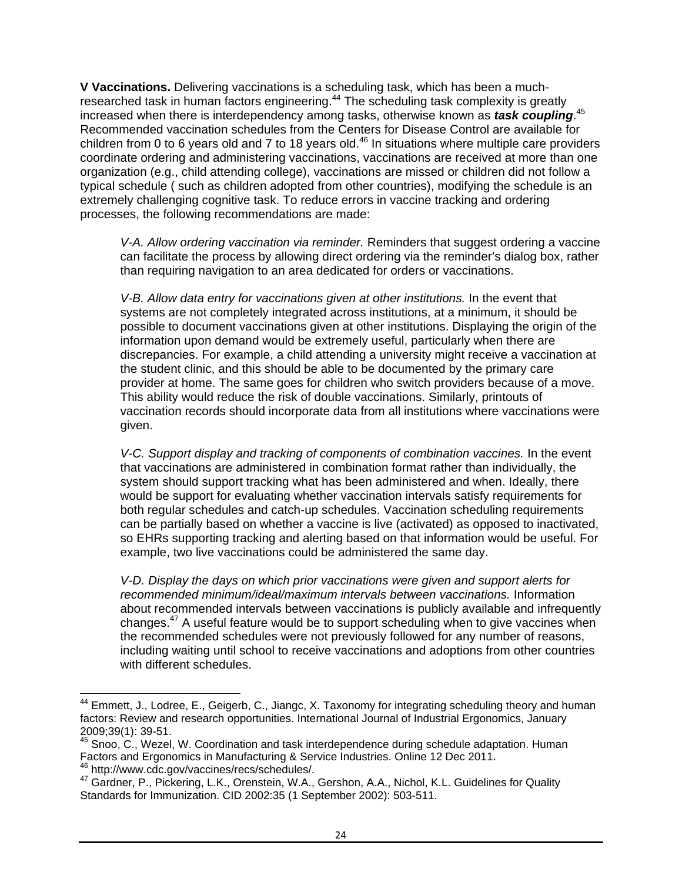**V Vaccinations.** Delivering vaccinations is a scheduling task, which has been a much-researched task in human factors engineering.[44] The scheduling task complexity is greatly increased when there is interdependency among tasks, otherwise known as ***task coupling***.[45] Recommended vaccination schedules from the Centers for Disease Control are available for children from 0 to 6 years old and 7 to 18 years old.[46] In situations where multiple care providers coordinate ordering and administering vaccinations, vaccinations are received at more than one organization (e.g., child attending college), vaccinations are missed or children did not follow a typical schedule ( such as children adopted from other countries), modifying the schedule is an extremely challenging cognitive task. To reduce errors in vaccine tracking and ordering processes, the following recommendations are made:

> *V-A. Allow ordering vaccination via reminder.* Reminders that suggest ordering a vaccine can facilitate the process by allowing direct ordering via the reminder's dialog box, rather than requiring navigation to an area dedicated for orders or vaccinations.
>
> *V-B. Allow data entry for vaccinations given at other institutions.* In the event that systems are not completely integrated across institutions, at a minimum, it should be possible to document vaccinations given at other institutions. Displaying the origin of the information upon demand would be extremely useful, particularly when there are discrepancies. For example, a child attending a university might receive a vaccination at the student clinic, and this should be able to be documented by the primary care provider at home. The same goes for children who switch providers because of a move. This ability would reduce the risk of double vaccinations. Similarly, printouts of vaccination records should incorporate data from all institutions where vaccinations were given.
>
> *V-C. Support display and tracking of components of combination vaccines.* In the event that vaccinations are administered in combination format rather than individually, the system should support tracking what has been administered and when. Ideally, there would be support for evaluating whether vaccination intervals satisfy requirements for both regular schedules and catch-up schedules. Vaccination scheduling requirements can be partially based on whether a vaccine is live (activated) as opposed to inactivated, so EHRs supporting tracking and alerting based on that information would be useful. For example, two live vaccinations could be administered the same day.
>
> *V-D. Display the days on which prior vaccinations were given and support alerts for recommended minimum/ideal/maximum intervals between vaccinations.* Information about recommended intervals between vaccinations is publicly available and infrequently changes.[47] A useful feature would be to support scheduling when to give vaccines when the recommended schedules were not previously followed for any number of reasons, including waiting until school to receive vaccinations and adoptions from other countries with different schedules.

---

[44] Emmett, J., Lodree, E., Geigerb, C., Jiangc, X. Taxonomy for integrating scheduling theory and human factors: Review and research opportunities. International Journal of Industrial Ergonomics, January 2009;39(1): 39-51.

[45] Snoo, C., Wezel, W. Coordination and task interdependence during schedule adaptation. Human Factors and Ergonomics in Manufacturing & Service Industries. Online 12 Dec 2011.

[46] http://www.cdc.gov/vaccines/recs/schedules/.

[47] Gardner, P., Pickering, L.K., Orenstein, W.A., Gershon, A.A., Nichol, K.L. Guidelines for Quality Standards for Immunization. CID 2002:35 (1 September 2002): 503-511.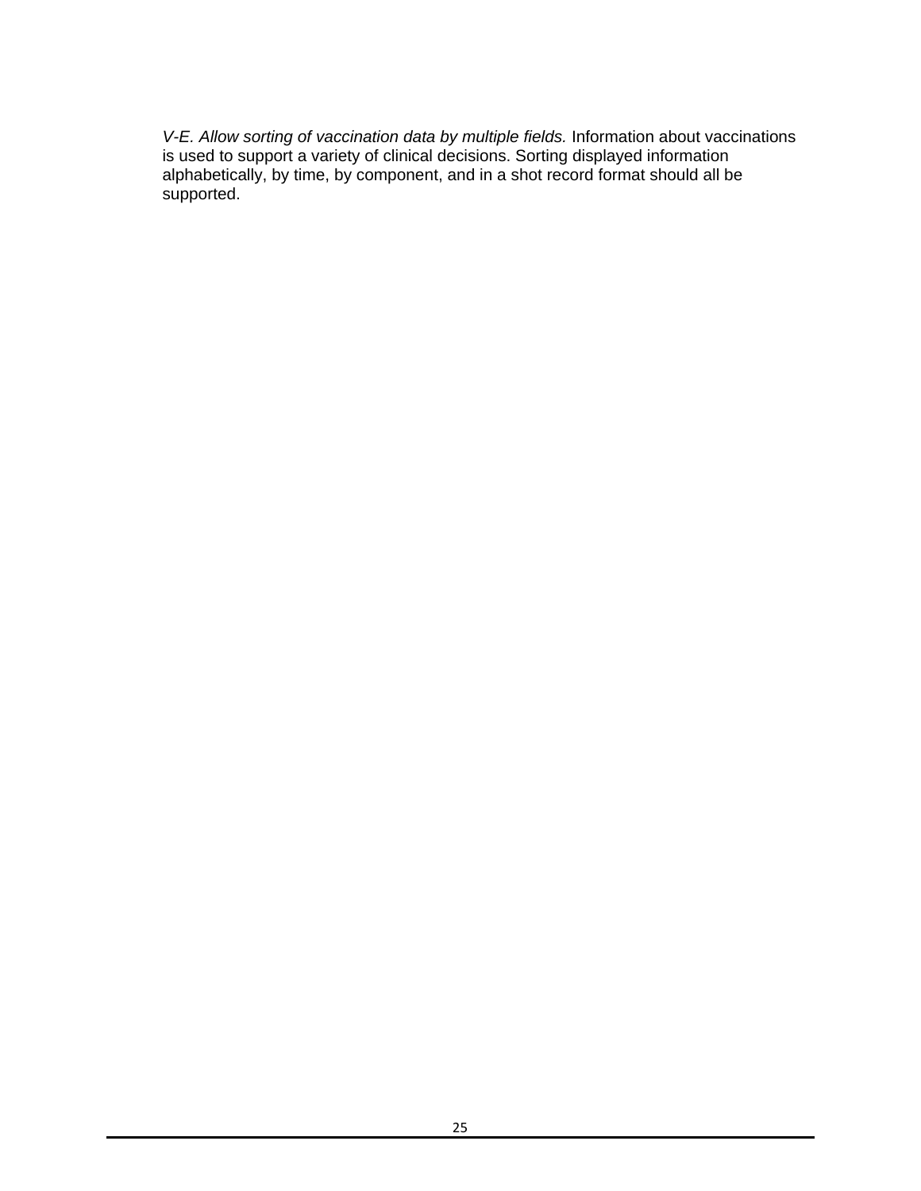*V-E. Allow sorting of vaccination data by multiple fields.* Information about vaccinations is used to support a variety of clinical decisions. Sorting displayed information alphabetically, by time, by component, and in a shot record format should all be supported.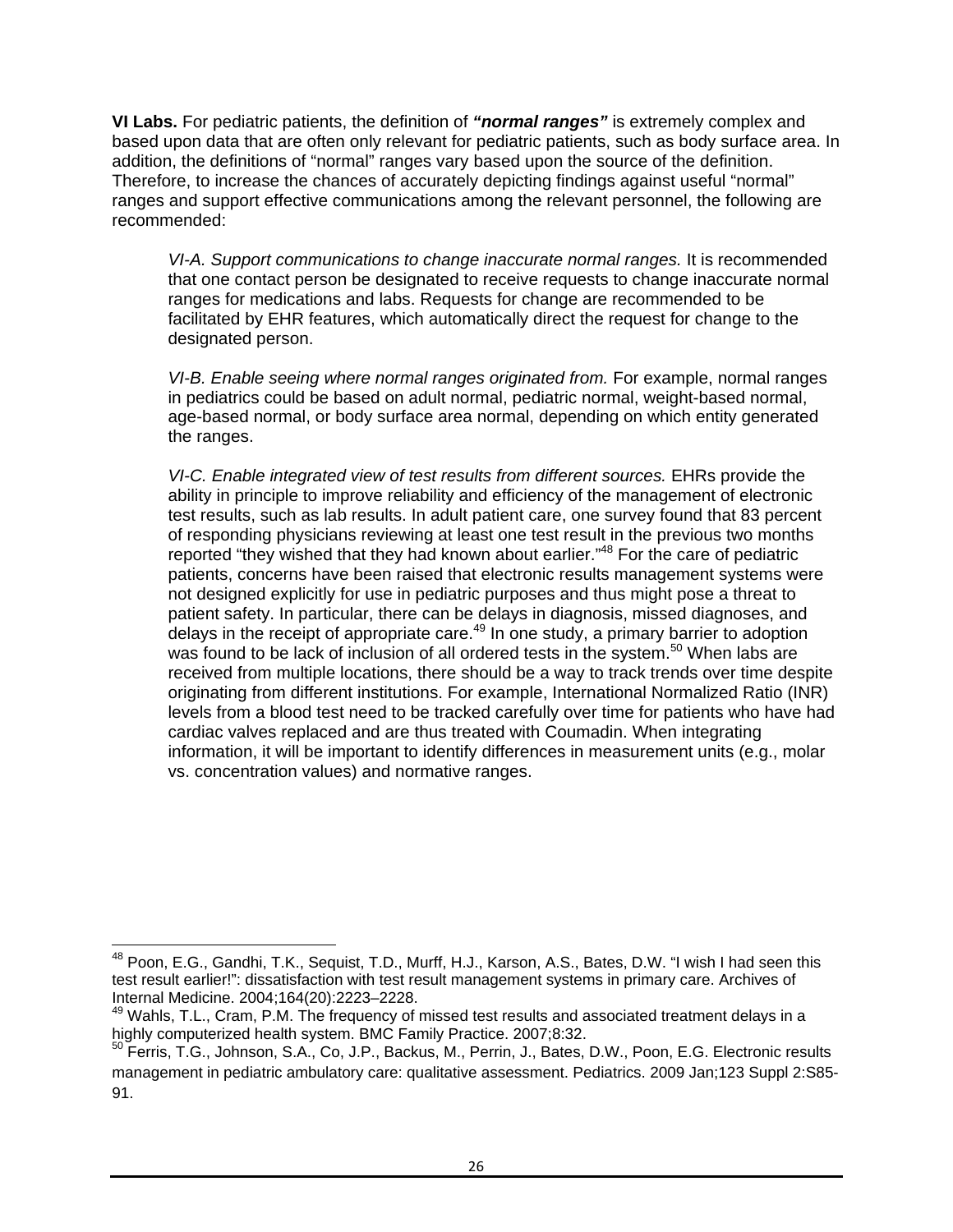**VI Labs.** For pediatric patients, the definition of ***"normal ranges"*** is extremely complex and based upon data that are often only relevant for pediatric patients, such as body surface area. In addition, the definitions of "normal" ranges vary based upon the source of the definition. Therefore, to increase the chances of accurately depicting findings against useful "normal" ranges and support effective communications among the relevant personnel, the following are recommended:

> *VI-A. Support communications to change inaccurate normal ranges.* It is recommended that one contact person be designated to receive requests to change inaccurate normal ranges for medications and labs. Requests for change are recommended to be facilitated by EHR features, which automatically direct the request for change to the designated person.
>
> *VI-B. Enable seeing where normal ranges originated from.* For example, normal ranges in pediatrics could be based on adult normal, pediatric normal, weight-based normal, age-based normal, or body surface area normal, depending on which entity generated the ranges.
>
> *VI-C. Enable integrated view of test results from different sources.* EHRs provide the ability in principle to improve reliability and efficiency of the management of electronic test results, such as lab results. In adult patient care, one survey found that 83 percent of responding physicians reviewing at least one test result in the previous two months reported "they wished that they had known about earlier."[48] For the care of pediatric patients, concerns have been raised that electronic results management systems were not designed explicitly for use in pediatric purposes and thus might pose a threat to patient safety. In particular, there can be delays in diagnosis, missed diagnoses, and delays in the receipt of appropriate care.[49] In one study, a primary barrier to adoption was found to be lack of inclusion of all ordered tests in the system.[50] When labs are received from multiple locations, there should be a way to track trends over time despite originating from different institutions. For example, International Normalized Ratio (INR) levels from a blood test need to be tracked carefully over time for patients who have had cardiac valves replaced and are thus treated with Coumadin. When integrating information, it will be important to identify differences in measurement units (e.g., molar vs. concentration values) and normative ranges.

---

[48] Poon, E.G., Gandhi, T.K., Sequist, T.D., Murff, H.J., Karson, A.S., Bates, D.W. "I wish I had seen this test result earlier!": dissatisfaction with test result management systems in primary care. Archives of Internal Medicine. 2004;164(20):2223–2228.

[49] Wahls, T.L., Cram, P.M. The frequency of missed test results and associated treatment delays in a highly computerized health system. BMC Family Practice. 2007;8:32.

[50] Ferris, T.G., Johnson, S.A., Co, J.P., Backus, M., Perrin, J., Bates, D.W., Poon, E.G. Electronic results management in pediatric ambulatory care: qualitative assessment. Pediatrics. 2009 Jan;123 Suppl 2:S85-91.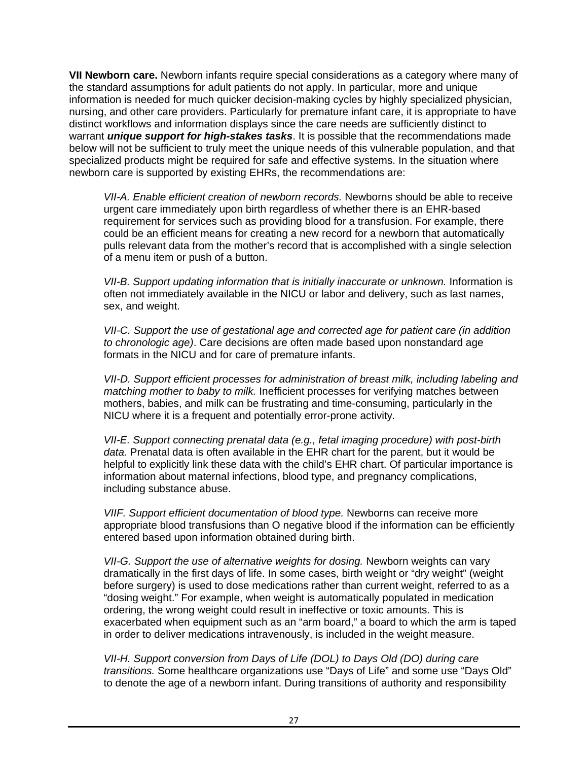**VII Newborn care.** Newborn infants require special considerations as a category where many of the standard assumptions for adult patients do not apply. In particular, more and unique information is needed for much quicker decision-making cycles by highly specialized physician, nursing, and other care providers. Particularly for premature infant care, it is appropriate to have distinct workflows and information displays since the care needs are sufficiently distinct to warrant ***unique support for high-stakes tasks***. It is possible that the recommendations made below will not be sufficient to truly meet the unique needs of this vulnerable population, and that specialized products might be required for safe and effective systems. In the situation where newborn care is supported by existing EHRs, the recommendations are:

> *VII-A. Enable efficient creation of newborn records.* Newborns should be able to receive urgent care immediately upon birth regardless of whether there is an EHR-based requirement for services such as providing blood for a transfusion. For example, there could be an efficient means for creating a new record for a newborn that automatically pulls relevant data from the mother's record that is accomplished with a single selection of a menu item or push of a button.
>
> *VII-B. Support updating information that is initially inaccurate or unknown.* Information is often not immediately available in the NICU or labor and delivery, such as last names, sex, and weight.
>
> *VII-C. Support the use of gestational age and corrected age for patient care (in addition to chronologic age)*. Care decisions are often made based upon nonstandard age formats in the NICU and for care of premature infants.
>
> *VII-D. Support efficient processes for administration of breast milk, including labeling and matching mother to baby to milk.* Inefficient processes for verifying matches between mothers, babies, and milk can be frustrating and time-consuming, particularly in the NICU where it is a frequent and potentially error-prone activity.
>
> *VII-E. Support connecting prenatal data (e.g., fetal imaging procedure) with post-birth data.* Prenatal data is often available in the EHR chart for the parent, but it would be helpful to explicitly link these data with the child's EHR chart. Of particular importance is information about maternal infections, blood type, and pregnancy complications, including substance abuse.
>
> *VIIF. Support efficient documentation of blood type.* Newborns can receive more appropriate blood transfusions than O negative blood if the information can be efficiently entered based upon information obtained during birth.
>
> *VII-G. Support the use of alternative weights for dosing.* Newborn weights can vary dramatically in the first days of life. In some cases, birth weight or "dry weight" (weight before surgery) is used to dose medications rather than current weight, referred to as a "dosing weight." For example, when weight is automatically populated in medication ordering, the wrong weight could result in ineffective or toxic amounts. This is exacerbated when equipment such as an "arm board," a board to which the arm is taped in order to deliver medications intravenously, is included in the weight measure.
>
> *VII-H. Support conversion from Days of Life (DOL) to Days Old (DO) during care transitions.* Some healthcare organizations use "Days of Life" and some use "Days Old" to denote the age of a newborn infant. During transitions of authority and responsibility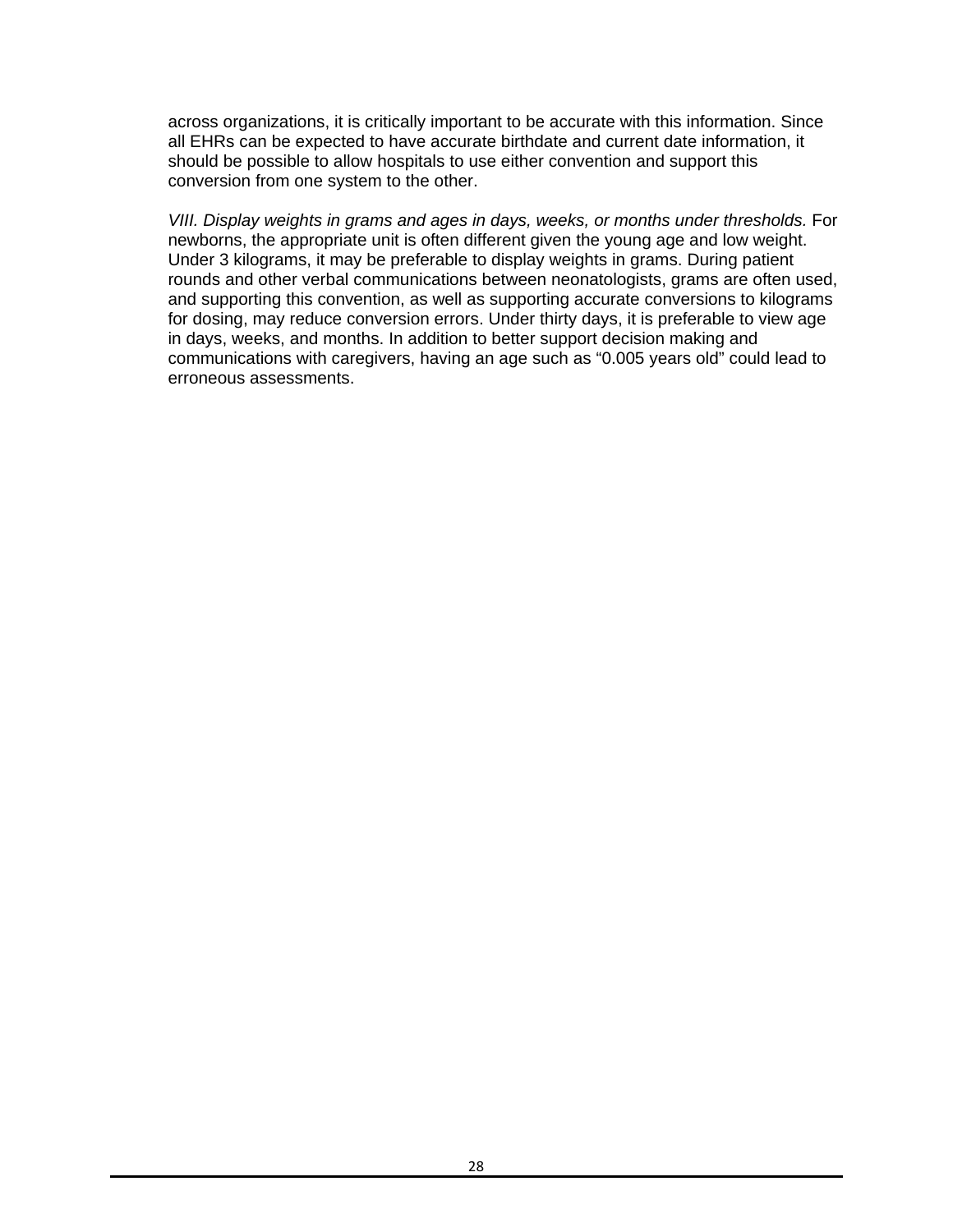across organizations, it is critically important to be accurate with this information. Since all EHRs can be expected to have accurate birthdate and current date information, it should be possible to allow hospitals to use either convention and support this conversion from one system to the other.

*VIII. Display weights in grams and ages in days, weeks, or months under thresholds.* For newborns, the appropriate unit is often different given the young age and low weight. Under 3 kilograms, it may be preferable to display weights in grams. During patient rounds and other verbal communications between neonatologists, grams are often used, and supporting this convention, as well as supporting accurate conversions to kilograms for dosing, may reduce conversion errors. Under thirty days, it is preferable to view age in days, weeks, and months. In addition to better support decision making and communications with caregivers, having an age such as “0.005 years old” could lead to erroneous assessments.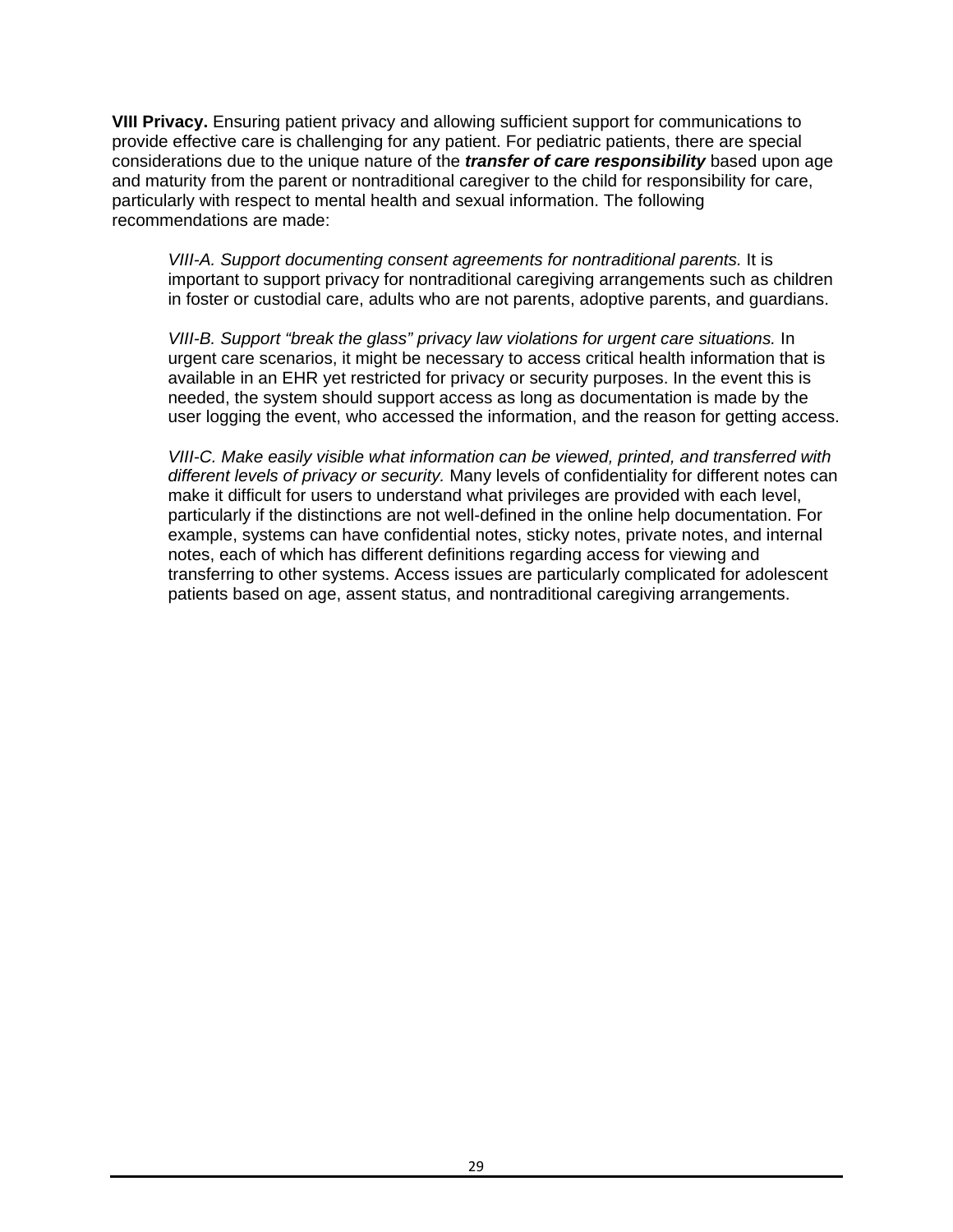**VIII Privacy.** Ensuring patient privacy and allowing sufficient support for communications to provide effective care is challenging for any patient. For pediatric patients, there are special considerations due to the unique nature of the ***transfer of care responsibility*** based upon age and maturity from the parent or nontraditional caregiver to the child for responsibility for care, particularly with respect to mental health and sexual information. The following recommendations are made:

> *VIII-A. Support documenting consent agreements for nontraditional parents.* It is important to support privacy for nontraditional caregiving arrangements such as children in foster or custodial care, adults who are not parents, adoptive parents, and guardians.
>
> *VIII-B. Support "break the glass" privacy law violations for urgent care situations.* In urgent care scenarios, it might be necessary to access critical health information that is available in an EHR yet restricted for privacy or security purposes. In the event this is needed, the system should support access as long as documentation is made by the user logging the event, who accessed the information, and the reason for getting access.
>
> *VIII-C. Make easily visible what information can be viewed, printed, and transferred with different levels of privacy or security.* Many levels of confidentiality for different notes can make it difficult for users to understand what privileges are provided with each level, particularly if the distinctions are not well-defined in the online help documentation. For example, systems can have confidential notes, sticky notes, private notes, and internal notes, each of which has different definitions regarding access for viewing and transferring to other systems. Access issues are particularly complicated for adolescent patients based on age, assent status, and nontraditional caregiving arrangements.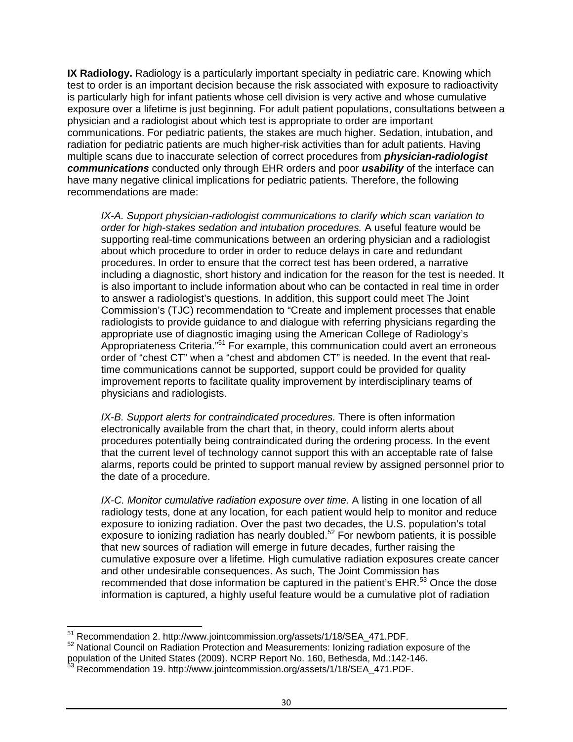**IX Radiology.** Radiology is a particularly important specialty in pediatric care. Knowing which test to order is an important decision because the risk associated with exposure to radioactivity is particularly high for infant patients whose cell division is very active and whose cumulative exposure over a lifetime is just beginning. For adult patient populations, consultations between a physician and a radiologist about which test is appropriate to order are important communications. For pediatric patients, the stakes are much higher. Sedation, intubation, and radiation for pediatric patients are much higher-risk activities than for adult patients. Having multiple scans due to inaccurate selection of correct procedures from ***physician-radiologist communications*** conducted only through EHR orders and poor ***usability*** of the interface can have many negative clinical implications for pediatric patients. Therefore, the following recommendations are made:

> *IX-A. Support physician-radiologist communications to clarify which scan variation to order for high-stakes sedation and intubation procedures.* A useful feature would be supporting real-time communications between an ordering physician and a radiologist about which procedure to order in order to reduce delays in care and redundant procedures. In order to ensure that the correct test has been ordered, a narrative including a diagnostic, short history and indication for the reason for the test is needed. It is also important to include information about who can be contacted in real time in order to answer a radiologist's questions. In addition, this support could meet The Joint Commission's (TJC) recommendation to "Create and implement processes that enable radiologists to provide guidance to and dialogue with referring physicians regarding the appropriate use of diagnostic imaging using the American College of Radiology's Appropriateness Criteria."[51] For example, this communication could avert an erroneous order of "chest CT" when a "chest and abdomen CT" is needed. In the event that real-time communications cannot be supported, support could be provided for quality improvement reports to facilitate quality improvement by interdisciplinary teams of physicians and radiologists.

> *IX-B. Support alerts for contraindicated procedures.* There is often information electronically available from the chart that, in theory, could inform alerts about procedures potentially being contraindicated during the ordering process. In the event that the current level of technology cannot support this with an acceptable rate of false alarms, reports could be printed to support manual review by assigned personnel prior to the date of a procedure.

> *IX-C. Monitor cumulative radiation exposure over time.* A listing in one location of all radiology tests, done at any location, for each patient would help to monitor and reduce exposure to ionizing radiation. Over the past two decades, the U.S. population's total exposure to ionizing radiation has nearly doubled.[52] For newborn patients, it is possible that new sources of radiation will emerge in future decades, further raising the cumulative exposure over a lifetime. High cumulative radiation exposures create cancer and other undesirable consequences. As such, The Joint Commission has recommended that dose information be captured in the patient's EHR.[53] Once the dose information is captured, a highly useful feature would be a cumulative plot of radiation

---

[51] Recommendation 2. http://www.jointcommission.org/assets/1/18/SEA_471.PDF.

[52] National Council on Radiation Protection and Measurements: Ionizing radiation exposure of the population of the United States (2009). NCRP Report No. 160, Bethesda, Md.:142-146.

[53] Recommendation 19. http://www.jointcommission.org/assets/1/18/SEA_471.PDF.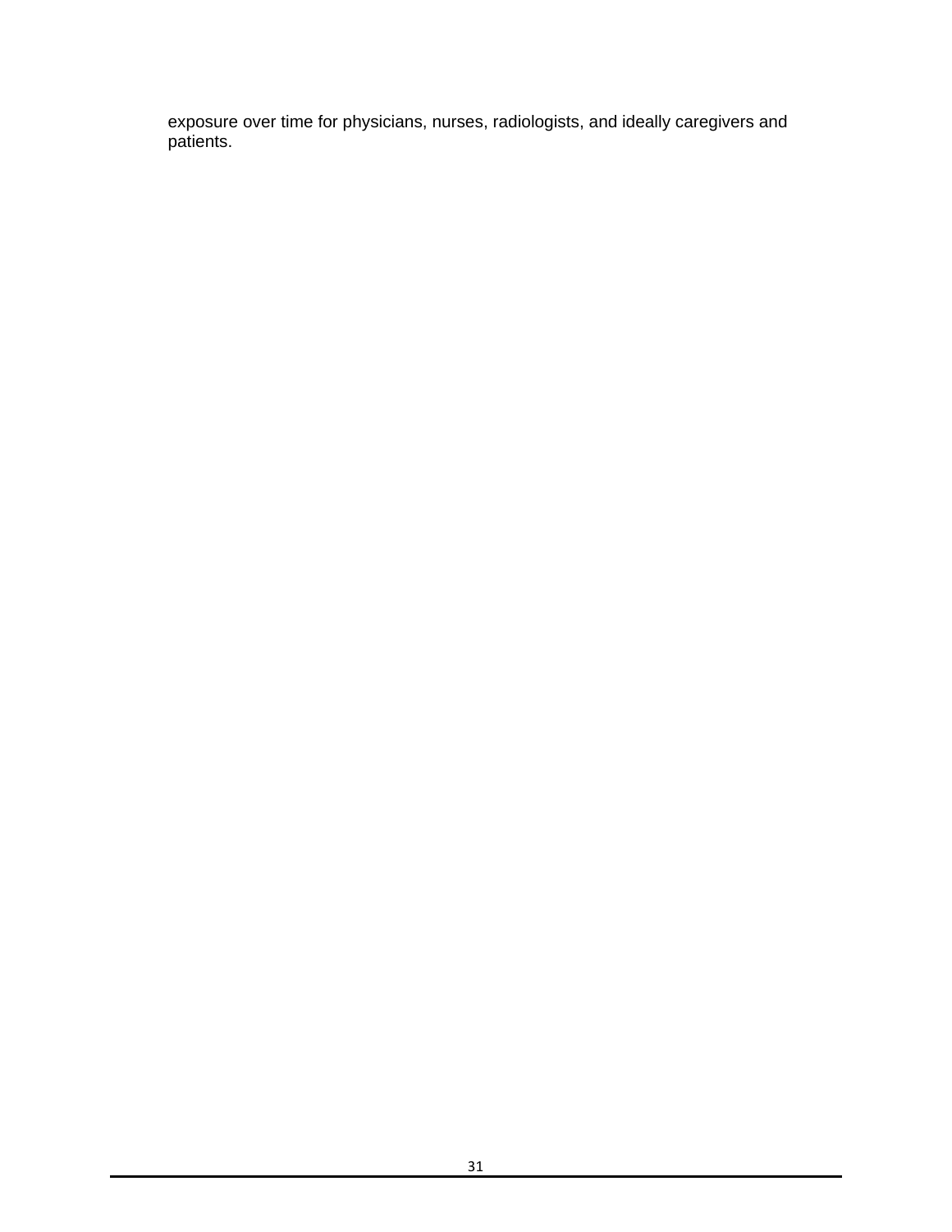exposure over time for physicians, nurses, radiologists, and ideally caregivers and patients.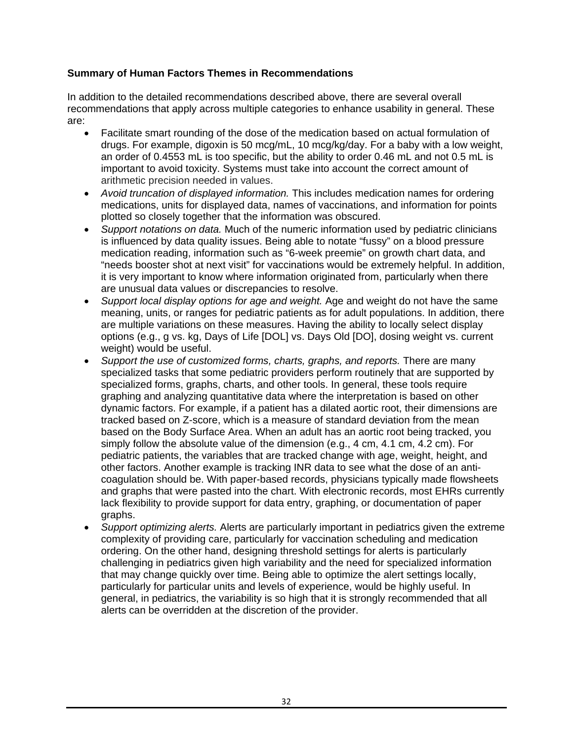**Summary of Human Factors Themes in Recommendations**

In addition to the detailed recommendations described above, there are several overall recommendations that apply across multiple categories to enhance usability in general. These are:

- Facilitate smart rounding of the dose of the medication based on actual formulation of drugs. For example, digoxin is 50 mcg/mL, 10 mcg/kg/day. For a baby with a low weight, an order of 0.4553 mL is too specific, but the ability to order 0.46 mL and not 0.5 mL is important to avoid toxicity. Systems must take into account the correct amount of arithmetic precision needed in values.
- *Avoid truncation of displayed information.* This includes medication names for ordering medications, units for displayed data, names of vaccinations, and information for points plotted so closely together that the information was obscured.
- *Support notations on data.* Much of the numeric information used by pediatric clinicians is influenced by data quality issues. Being able to notate "fussy" on a blood pressure medication reading, information such as "6-week preemie" on growth chart data, and "needs booster shot at next visit" for vaccinations would be extremely helpful. In addition, it is very important to know where information originated from, particularly when there are unusual data values or discrepancies to resolve.
- *Support local display options for age and weight.* Age and weight do not have the same meaning, units, or ranges for pediatric patients as for adult populations. In addition, there are multiple variations on these measures. Having the ability to locally select display options (e.g., g vs. kg, Days of Life [DOL] vs. Days Old [DO], dosing weight vs. current weight) would be useful.
- *Support the use of customized forms, charts, graphs, and reports.* There are many specialized tasks that some pediatric providers perform routinely that are supported by specialized forms, graphs, charts, and other tools. In general, these tools require graphing and analyzing quantitative data where the interpretation is based on other dynamic factors. For example, if a patient has a dilated aortic root, their dimensions are tracked based on Z-score, which is a measure of standard deviation from the mean based on the Body Surface Area. When an adult has an aortic root being tracked, you simply follow the absolute value of the dimension (e.g., 4 cm, 4.1 cm, 4.2 cm). For pediatric patients, the variables that are tracked change with age, weight, height, and other factors. Another example is tracking INR data to see what the dose of an anti-coagulation should be. With paper-based records, physicians typically made flowsheets and graphs that were pasted into the chart. With electronic records, most EHRs currently lack flexibility to provide support for data entry, graphing, or documentation of paper graphs.
- *Support optimizing alerts.* Alerts are particularly important in pediatrics given the extreme complexity of providing care, particularly for vaccination scheduling and medication ordering. On the other hand, designing threshold settings for alerts is particularly challenging in pediatrics given high variability and the need for specialized information that may change quickly over time. Being able to optimize the alert settings locally, particularly for particular units and levels of experience, would be highly useful. In general, in pediatrics, the variability is so high that it is strongly recommended that all alerts can be overridden at the discretion of the provider.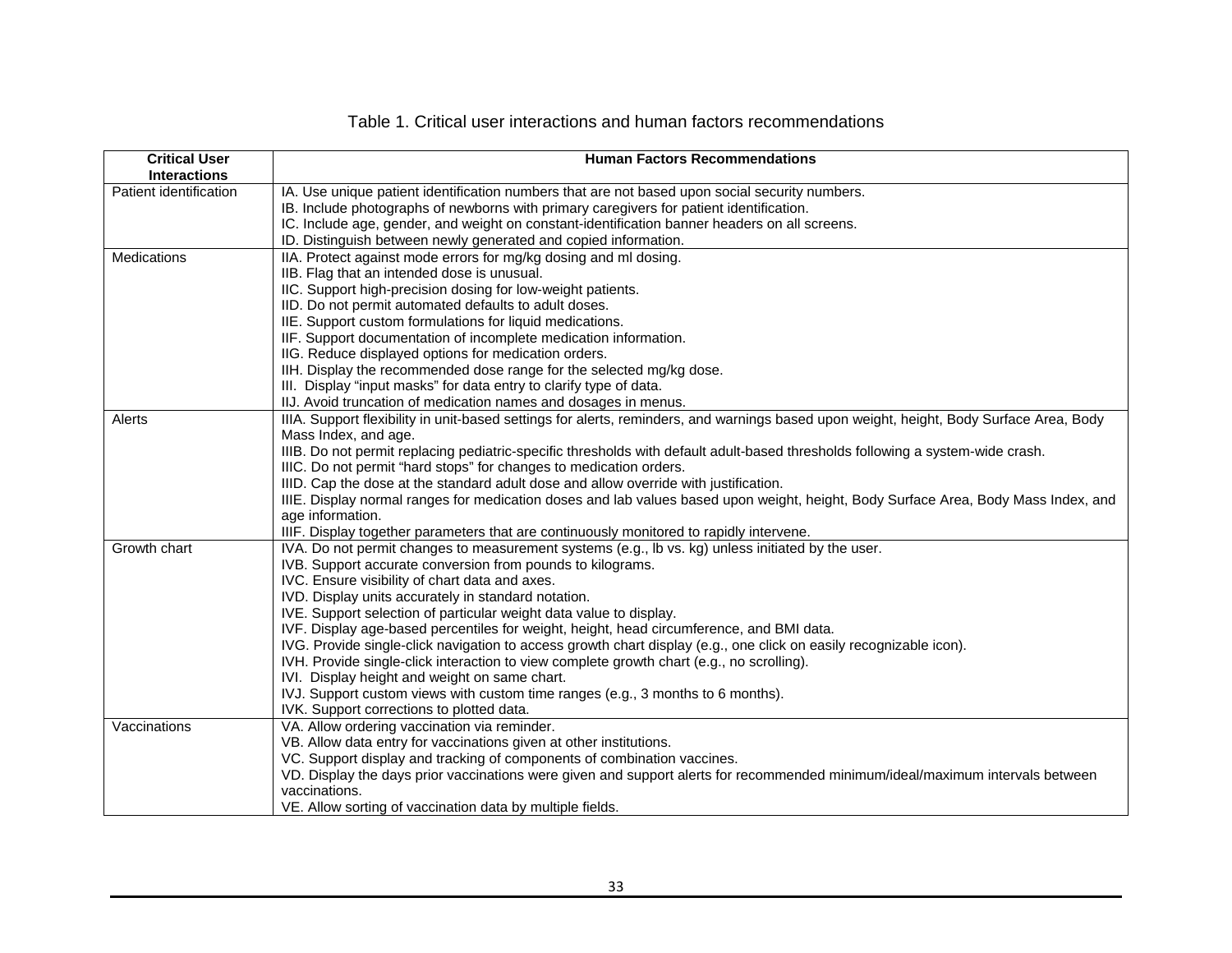Table 1. Critical user interactions and human factors recommendations

| Critical User Interactions | Human Factors Recommendations |
|---|---|
| Patient identification | IA. Use unique patient identification numbers that are not based upon social security numbers.<br>IB. Include photographs of newborns with primary caregivers for patient identification.<br>IC. Include age, gender, and weight on constant-identification banner headers on all screens.<br>ID. Distinguish between newly generated and copied information. |
| Medications | IIA. Protect against mode errors for mg/kg dosing and ml dosing.<br>IIB. Flag that an intended dose is unusual.<br>IIC. Support high-precision dosing for low-weight patients.<br>IID. Do not permit automated defaults to adult doses.<br>IIE. Support custom formulations for liquid medications.<br>IIF. Support documentation of incomplete medication information.<br>IIG. Reduce displayed options for medication orders.<br>IIH. Display the recommended dose range for the selected mg/kg dose.<br>III. Display "input masks" for data entry to clarify type of data.<br>IIJ. Avoid truncation of medication names and dosages in menus. |
| Alerts | IIIA. Support flexibility in unit-based settings for alerts, reminders, and warnings based upon weight, height, Body Surface Area, Body Mass Index, and age.<br>IIIB. Do not permit replacing pediatric-specific thresholds with default adult-based thresholds following a system-wide crash.<br>IIIC. Do not permit "hard stops" for changes to medication orders.<br>IIID. Cap the dose at the standard adult dose and allow override with justification.<br>IIIE. Display normal ranges for medication doses and lab values based upon weight, height, Body Surface Area, Body Mass Index, and age information.<br>IIIF. Display together parameters that are continuously monitored to rapidly intervene. |
| Growth chart | IVA. Do not permit changes to measurement systems (e.g., lb vs. kg) unless initiated by the user.<br>IVB. Support accurate conversion from pounds to kilograms.<br>IVC. Ensure visibility of chart data and axes.<br>IVD. Display units accurately in standard notation.<br>IVE. Support selection of particular weight data value to display.<br>IVF. Display age-based percentiles for weight, height, head circumference, and BMI data.<br>IVG. Provide single-click navigation to access growth chart display (e.g., one click on easily recognizable icon).<br>IVH. Provide single-click interaction to view complete growth chart (e.g., no scrolling).<br>IVI. Display height and weight on same chart.<br>IVJ. Support custom views with custom time ranges (e.g., 3 months to 6 months).<br>IVK. Support corrections to plotted data. |
| Vaccinations | VA. Allow ordering vaccination via reminder.<br>VB. Allow data entry for vaccinations given at other institutions.<br>VC. Support display and tracking of components of combination vaccines.<br>VD. Display the days prior vaccinations were given and support alerts for recommended minimum/ideal/maximum intervals between vaccinations.<br>VE. Allow sorting of vaccination data by multiple fields. |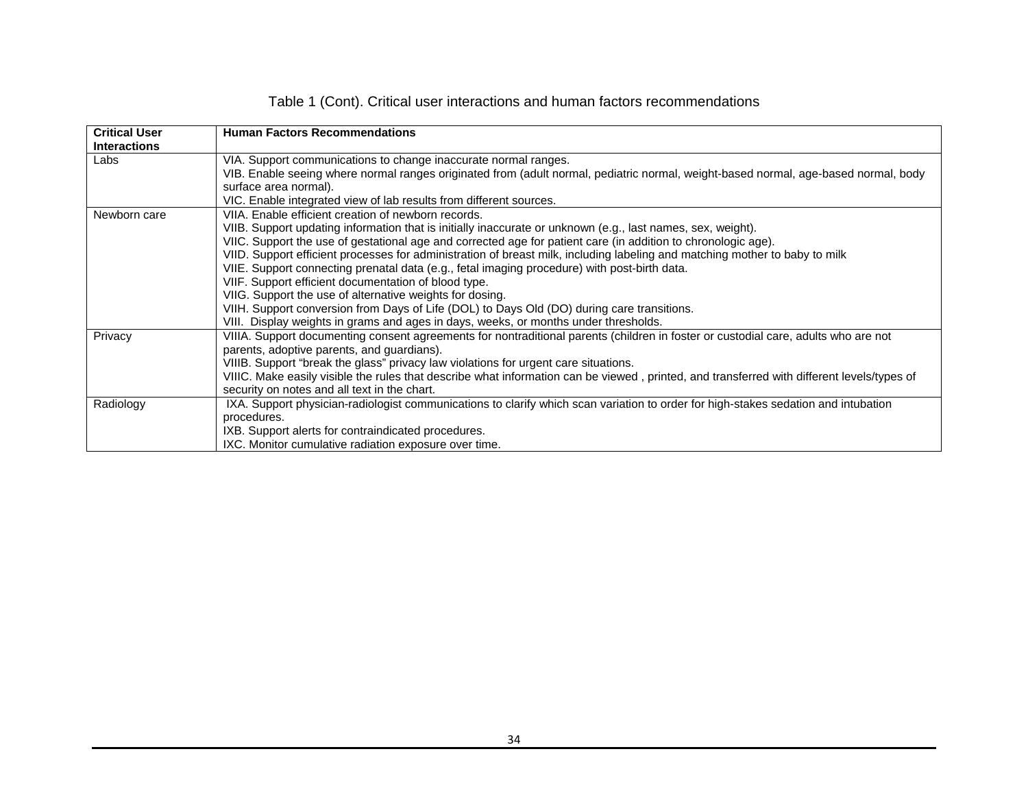Table 1 (Cont). Critical user interactions and human factors recommendations

| Critical User Interactions | Human Factors Recommendations |
|---|---|
| Labs | VIA. Support communications to change inaccurate normal ranges.<br>VIB. Enable seeing where normal ranges originated from (adult normal, pediatric normal, weight-based normal, age-based normal, body surface area normal).<br>VIC. Enable integrated view of lab results from different sources. |
| Newborn care | VIIA. Enable efficient creation of newborn records.<br>VIIB. Support updating information that is initially inaccurate or unknown (e.g., last names, sex, weight).<br>VIIC. Support the use of gestational age and corrected age for patient care (in addition to chronologic age).<br>VIID. Support efficient processes for administration of breast milk, including labeling and matching mother to baby to milk<br>VIIE. Support connecting prenatal data (e.g., fetal imaging procedure) with post-birth data.<br>VIIF. Support efficient documentation of blood type.<br>VIIG. Support the use of alternative weights for dosing.<br>VIIH. Support conversion from Days of Life (DOL) to Days Old (DO) during care transitions.<br>VIII. Display weights in grams and ages in days, weeks, or months under thresholds. |
| Privacy | VIIIA. Support documenting consent agreements for nontraditional parents (children in foster or custodial care, adults who are not parents, adoptive parents, and guardians).<br>VIIIB. Support "break the glass" privacy law violations for urgent care situations.<br>VIIIC. Make easily visible the rules that describe what information can be viewed , printed, and transferred with different levels/types of security on notes and all text in the chart. |
| Radiology | IXA. Support physician-radiologist communications to clarify which scan variation to order for high-stakes sedation and intubation procedures.<br>IXB. Support alerts for contraindicated procedures.<br>IXC. Monitor cumulative radiation exposure over time. |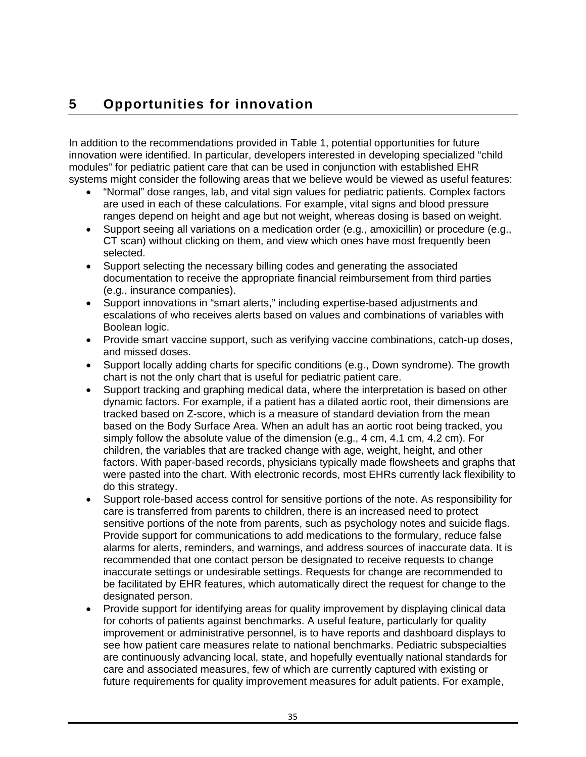# 5 Opportunities for innovation

In addition to the recommendations provided in Table 1, potential opportunities for future innovation were identified. In particular, developers interested in developing specialized "child modules" for pediatric patient care that can be used in conjunction with established EHR systems might consider the following areas that we believe would be viewed as useful features:

- "Normal" dose ranges, lab, and vital sign values for pediatric patients. Complex factors are used in each of these calculations. For example, vital signs and blood pressure ranges depend on height and age but not weight, whereas dosing is based on weight.
- Support seeing all variations on a medication order (e.g., amoxicillin) or procedure (e.g., CT scan) without clicking on them, and view which ones have most frequently been selected.
- Support selecting the necessary billing codes and generating the associated documentation to receive the appropriate financial reimbursement from third parties (e.g., insurance companies).
- Support innovations in "smart alerts," including expertise-based adjustments and escalations of who receives alerts based on values and combinations of variables with Boolean logic.
- Provide smart vaccine support, such as verifying vaccine combinations, catch-up doses, and missed doses.
- Support locally adding charts for specific conditions (e.g., Down syndrome). The growth chart is not the only chart that is useful for pediatric patient care.
- Support tracking and graphing medical data, where the interpretation is based on other dynamic factors. For example, if a patient has a dilated aortic root, their dimensions are tracked based on Z-score, which is a measure of standard deviation from the mean based on the Body Surface Area. When an adult has an aortic root being tracked, you simply follow the absolute value of the dimension (e.g., 4 cm, 4.1 cm, 4.2 cm). For children, the variables that are tracked change with age, weight, height, and other factors. With paper-based records, physicians typically made flowsheets and graphs that were pasted into the chart. With electronic records, most EHRs currently lack flexibility to do this strategy.
- Support role-based access control for sensitive portions of the note. As responsibility for care is transferred from parents to children, there is an increased need to protect sensitive portions of the note from parents, such as psychology notes and suicide flags. Provide support for communications to add medications to the formulary, reduce false alarms for alerts, reminders, and warnings, and address sources of inaccurate data. It is recommended that one contact person be designated to receive requests to change inaccurate settings or undesirable settings. Requests for change are recommended to be facilitated by EHR features, which automatically direct the request for change to the designated person.
- Provide support for identifying areas for quality improvement by displaying clinical data for cohorts of patients against benchmarks. A useful feature, particularly for quality improvement or administrative personnel, is to have reports and dashboard displays to see how patient care measures relate to national benchmarks. Pediatric subspecialties are continuously advancing local, state, and hopefully eventually national standards for care and associated measures, few of which are currently captured with existing or future requirements for quality improvement measures for adult patients. For example,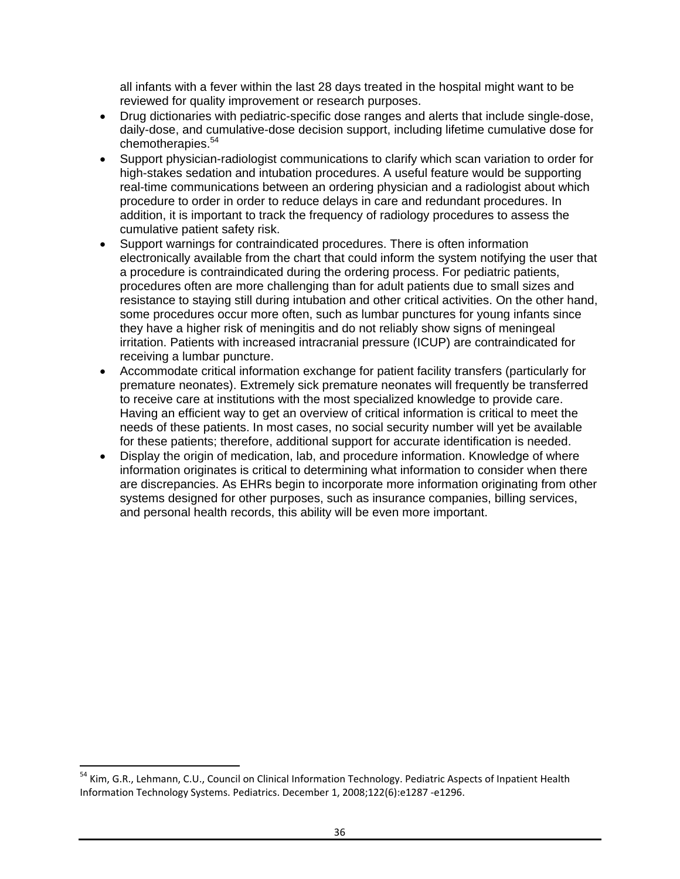all infants with a fever within the last 28 days treated in the hospital might want to be reviewed for quality improvement or research purposes.

- Drug dictionaries with pediatric-specific dose ranges and alerts that include single-dose, daily-dose, and cumulative-dose decision support, including lifetime cumulative dose for chemotherapies.[54]
- Support physician-radiologist communications to clarify which scan variation to order for high-stakes sedation and intubation procedures. A useful feature would be supporting real-time communications between an ordering physician and a radiologist about which procedure to order in order to reduce delays in care and redundant procedures. In addition, it is important to track the frequency of radiology procedures to assess the cumulative patient safety risk.
- Support warnings for contraindicated procedures. There is often information electronically available from the chart that could inform the system notifying the user that a procedure is contraindicated during the ordering process. For pediatric patients, procedures often are more challenging than for adult patients due to small sizes and resistance to staying still during intubation and other critical activities. On the other hand, some procedures occur more often, such as lumbar punctures for young infants since they have a higher risk of meningitis and do not reliably show signs of meningeal irritation. Patients with increased intracranial pressure (ICUP) are contraindicated for receiving a lumbar puncture.
- Accommodate critical information exchange for patient facility transfers (particularly for premature neonates). Extremely sick premature neonates will frequently be transferred to receive care at institutions with the most specialized knowledge to provide care. Having an efficient way to get an overview of critical information is critical to meet the needs of these patients. In most cases, no social security number will yet be available for these patients; therefore, additional support for accurate identification is needed.
- Display the origin of medication, lab, and procedure information. Knowledge of where information originates is critical to determining what information to consider when there are discrepancies. As EHRs begin to incorporate more information originating from other systems designed for other purposes, such as insurance companies, billing services, and personal health records, this ability will be even more important.

[54] Kim, G.R., Lehmann, C.U., Council on Clinical Information Technology. Pediatric Aspects of Inpatient Health Information Technology Systems. Pediatrics. December 1, 2008;122(6):e1287 -e1296.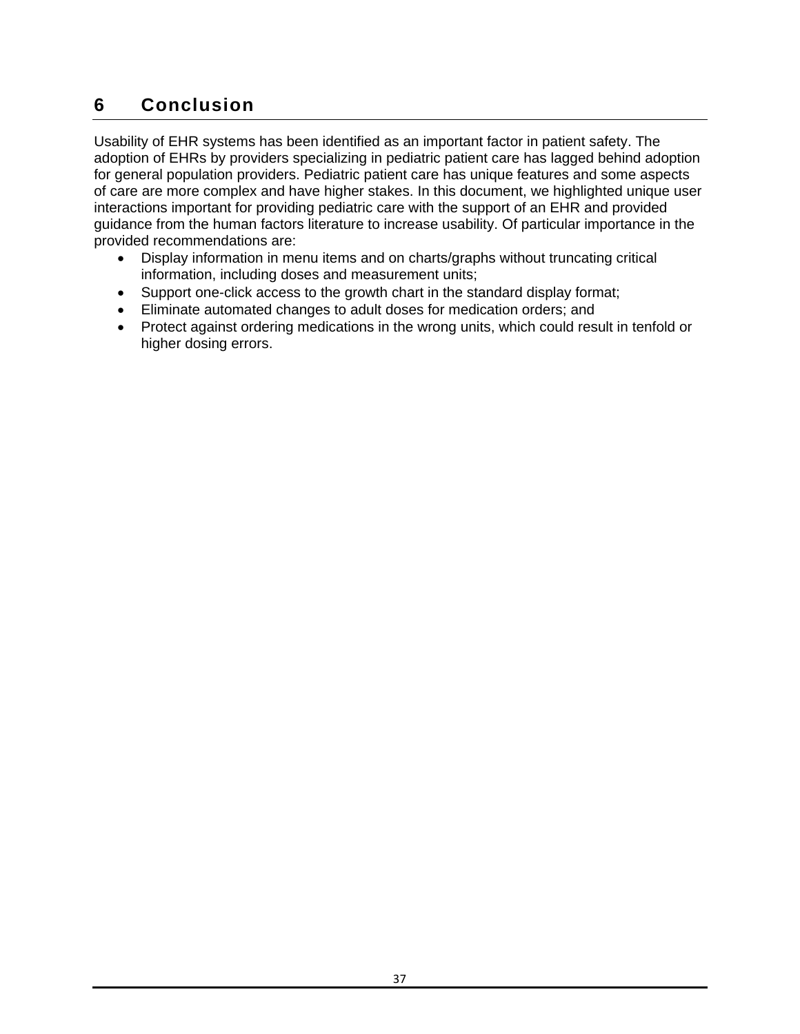# 6 Conclusion

Usability of EHR systems has been identified as an important factor in patient safety. The adoption of EHRs by providers specializing in pediatric patient care has lagged behind adoption for general population providers. Pediatric patient care has unique features and some aspects of care are more complex and have higher stakes. In this document, we highlighted unique user interactions important for providing pediatric care with the support of an EHR and provided guidance from the human factors literature to increase usability. Of particular importance in the provided recommendations are:

- Display information in menu items and on charts/graphs without truncating critical information, including doses and measurement units;
- Support one-click access to the growth chart in the standard display format;
- Eliminate automated changes to adult doses for medication orders; and
- Protect against ordering medications in the wrong units, which could result in tenfold or higher dosing errors.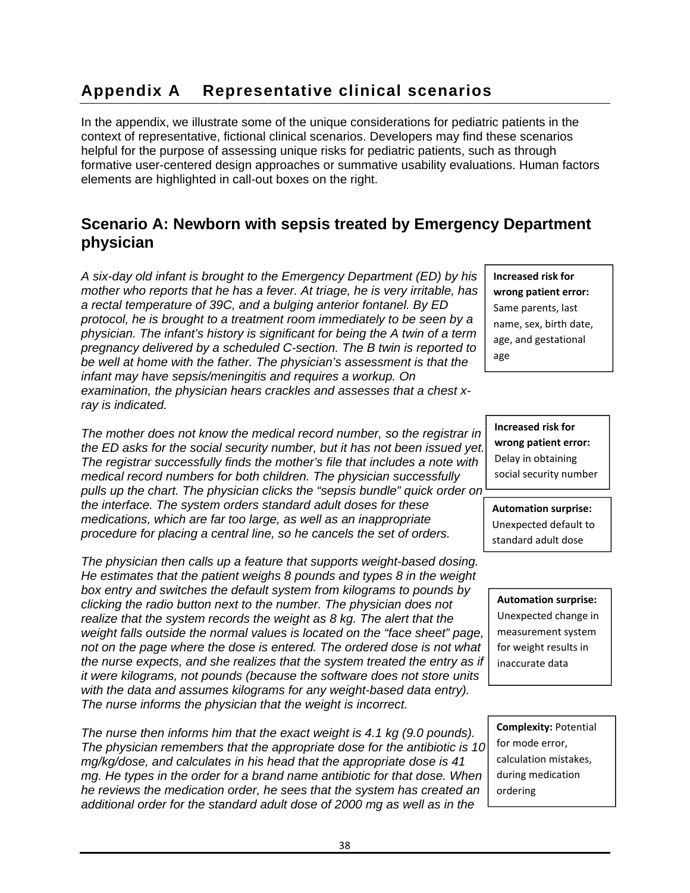# Appendix A Representative clinical scenarios

In the appendix, we illustrate some of the unique considerations for pediatric patients in the context of representative, fictional clinical scenarios. Developers may find these scenarios helpful for the purpose of assessing unique risks for pediatric patients, such as through formative user-centered design approaches or summative usability evaluations. Human factors elements are highlighted in call-out boxes on the right.

## Scenario A: Newborn with sepsis treated by Emergency Department physician

*A six-day old infant is brought to the Emergency Department (ED) by his mother who reports that he has a fever. At triage, he is very irritable, has a rectal temperature of 39C, and a bulging anterior fontanel. By ED protocol, he is brought to a treatment room immediately to be seen by a physician. The infant's history is significant for being the A twin of a term pregnancy delivered by a scheduled C-section. The B twin is reported to be well at home with the father. The physician's assessment is that the infant may have sepsis/meningitis and requires a workup. On examination, the physician hears crackles and assesses that a chest x-ray is indicated.*

> **Increased risk for wrong patient error:** Same parents, last name, sex, birth date, age, and gestational age

*The mother does not know the medical record number, so the registrar in the ED asks for the social security number, but it has not been issued yet. The registrar successfully finds the mother's file that includes a note with medical record numbers for both children. The physician successfully pulls up the chart. The physician clicks the "sepsis bundle" quick order on the interface. The system orders standard adult doses for these medications, which are far too large, as well as an inappropriate procedure for placing a central line, so he cancels the set of orders.*

> **Increased risk for wrong patient error:** Delay in obtaining social security number

> **Automation surprise:** Unexpected default to standard adult dose

*The physician then calls up a feature that supports weight-based dosing. He estimates that the patient weighs 8 pounds and types 8 in the weight box entry and switches the default system from kilograms to pounds by clicking the radio button next to the number. The physician does not realize that the system records the weight as 8 kg. The alert that the weight falls outside the normal values is located on the "face sheet" page, not on the page where the dose is entered. The ordered dose is not what the nurse expects, and she realizes that the system treated the entry as if it were kilograms, not pounds (because the software does not store units with the data and assumes kilograms for any weight-based data entry). The nurse informs the physician that the weight is incorrect.*

> **Automation surprise:** Unexpected change in measurement system for weight results in inaccurate data

*The nurse then informs him that the exact weight is 4.1 kg (9.0 pounds). The physician remembers that the appropriate dose for the antibiotic is 10 mg/kg/dose, and calculates in his head that the appropriate dose is 41 mg. He types in the order for a brand name antibiotic for that dose. When he reviews the medication order, he sees that the system has created an additional order for the standard adult dose of 2000 mg as well as in the*

> **Complexity:** Potential for mode error, calculation mistakes, during medication ordering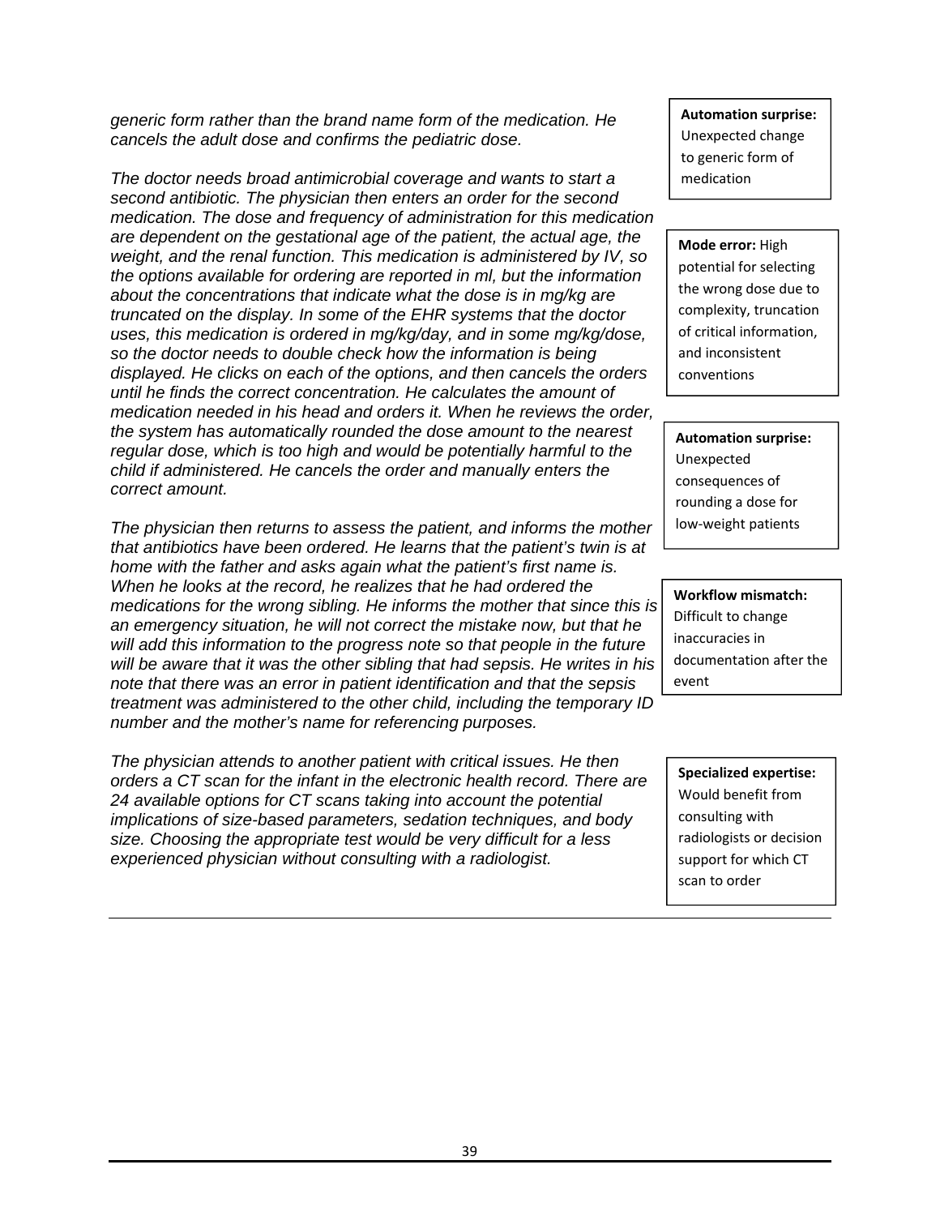*generic form rather than the brand name form of the medication. He cancels the adult dose and confirms the pediatric dose.*

> **Automation surprise:** Unexpected change to generic form of medication

*The doctor needs broad antimicrobial coverage and wants to start a second antibiotic. The physician then enters an order for the second medication. The dose and frequency of administration for this medication are dependent on the gestational age of the patient, the actual age, the weight, and the renal function. This medication is administered by IV, so the options available for ordering are reported in ml, but the information about the concentrations that indicate what the dose is in mg/kg are truncated on the display. In some of the EHR systems that the doctor uses, this medication is ordered in mg/kg/day, and in some mg/kg/dose, so the doctor needs to double check how the information is being displayed. He clicks on each of the options, and then cancels the orders until he finds the correct concentration. He calculates the amount of medication needed in his head and orders it. When he reviews the order, the system has automatically rounded the dose amount to the nearest regular dose, which is too high and would be potentially harmful to the child if administered. He cancels the order and manually enters the correct amount.*

> **Mode error:** High potential for selecting the wrong dose due to complexity, truncation of critical information, and inconsistent conventions

> **Automation surprise:** Unexpected consequences of rounding a dose for low-weight patients

*The physician then returns to assess the patient, and informs the mother that antibiotics have been ordered. He learns that the patient's twin is at home with the father and asks again what the patient's first name is. When he looks at the record, he realizes that he had ordered the medications for the wrong sibling. He informs the mother that since this is an emergency situation, he will not correct the mistake now, but that he will add this information to the progress note so that people in the future will be aware that it was the other sibling that had sepsis. He writes in his note that there was an error in patient identification and that the sepsis treatment was administered to the other child, including the temporary ID number and the mother's name for referencing purposes.*

> **Workflow mismatch:** Difficult to change inaccuracies in documentation after the event

*The physician attends to another patient with critical issues. He then orders a CT scan for the infant in the electronic health record. There are 24 available options for CT scans taking into account the potential implications of size-based parameters, sedation techniques, and body size. Choosing the appropriate test would be very difficult for a less experienced physician without consulting with a radiologist.*

> **Specialized expertise:** Would benefit from consulting with radiologists or decision support for which CT scan to order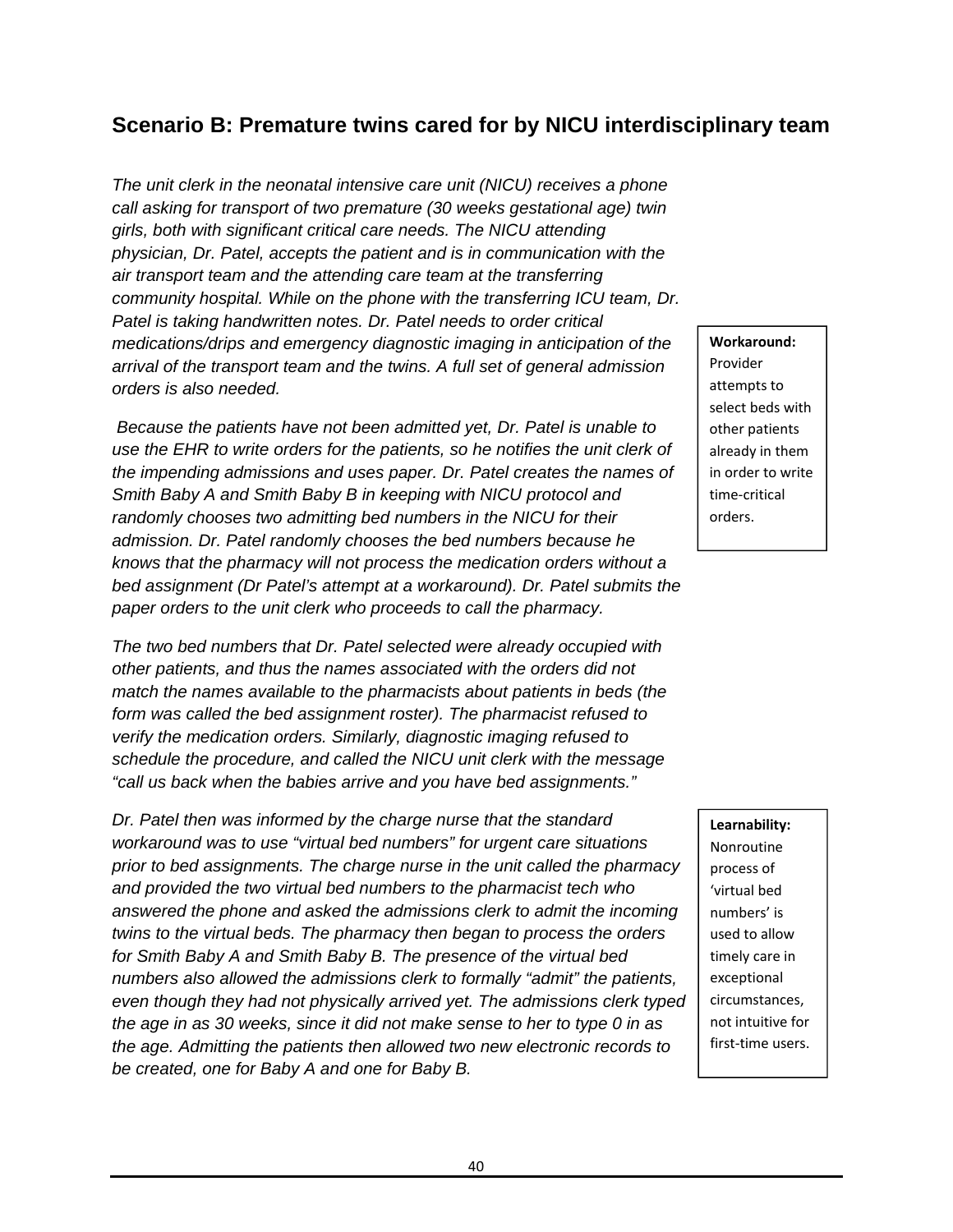## Scenario B: Premature twins cared for by NICU interdisciplinary team

*The unit clerk in the neonatal intensive care unit (NICU) receives a phone call asking for transport of two premature (30 weeks gestational age) twin girls, both with significant critical care needs. The NICU attending physician, Dr. Patel, accepts the patient and is in communication with the air transport team and the attending care team at the transferring community hospital. While on the phone with the transferring ICU team, Dr. Patel is taking handwritten notes. Dr. Patel needs to order critical medications/drips and emergency diagnostic imaging in anticipation of the arrival of the transport team and the twins. A full set of general admission orders is also needed.*

*Because the patients have not been admitted yet, Dr. Patel is unable to use the EHR to write orders for the patients, so he notifies the unit clerk of the impending admissions and uses paper. Dr. Patel creates the names of Smith Baby A and Smith Baby B in keeping with NICU protocol and randomly chooses two admitting bed numbers in the NICU for their admission. Dr. Patel randomly chooses the bed numbers because he knows that the pharmacy will not process the medication orders without a bed assignment (Dr Patel's attempt at a workaround). Dr. Patel submits the paper orders to the unit clerk who proceeds to call the pharmacy.*

> **Workaround:** Provider attempts to select beds with other patients already in them in order to write time-critical orders.

*The two bed numbers that Dr. Patel selected were already occupied with other patients, and thus the names associated with the orders did not match the names available to the pharmacists about patients in beds (the form was called the bed assignment roster). The pharmacist refused to verify the medication orders. Similarly, diagnostic imaging refused to schedule the procedure, and called the NICU unit clerk with the message "call us back when the babies arrive and you have bed assignments."*

*Dr. Patel then was informed by the charge nurse that the standard workaround was to use "virtual bed numbers" for urgent care situations prior to bed assignments. The charge nurse in the unit called the pharmacy and provided the two virtual bed numbers to the pharmacist tech who answered the phone and asked the admissions clerk to admit the incoming twins to the virtual beds. The pharmacy then began to process the orders for Smith Baby A and Smith Baby B. The presence of the virtual bed numbers also allowed the admissions clerk to formally "admit" the patients, even though they had not physically arrived yet. The admissions clerk typed the age in as 30 weeks, since it did not make sense to her to type 0 in as the age. Admitting the patients then allowed two new electronic records to be created, one for Baby A and one for Baby B.*

> **Learnability:** Nonroutine process of 'virtual bed numbers' is used to allow timely care in exceptional circumstances, not intuitive for first-time users.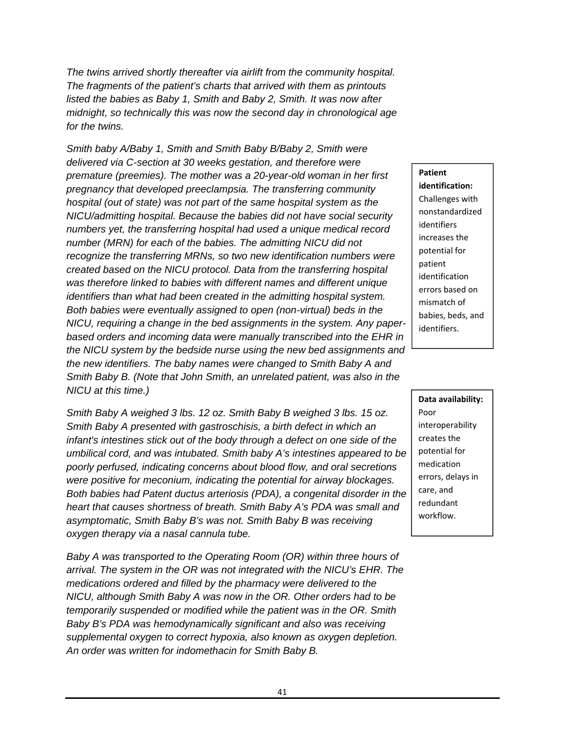*The twins arrived shortly thereafter via airlift from the community hospital. The fragments of the patient's charts that arrived with them as printouts listed the babies as Baby 1, Smith and Baby 2, Smith. It was now after midnight, so technically this was now the second day in chronological age for the twins.*

*Smith baby A/Baby 1, Smith and Smith Baby B/Baby 2, Smith were delivered via C-section at 30 weeks gestation, and therefore were premature (preemies). The mother was a 20-year-old woman in her first pregnancy that developed preeclampsia. The transferring community hospital (out of state) was not part of the same hospital system as the NICU/admitting hospital. Because the babies did not have social security numbers yet, the transferring hospital had used a unique medical record number (MRN) for each of the babies. The admitting NICU did not recognize the transferring MRNs, so two new identification numbers were created based on the NICU protocol. Data from the transferring hospital was therefore linked to babies with different names and different unique identifiers than what had been created in the admitting hospital system. Both babies were eventually assigned to open (non-virtual) beds in the NICU, requiring a change in the bed assignments in the system. Any paper-based orders and incoming data were manually transcribed into the EHR in the NICU system by the bedside nurse using the new bed assignments and the new identifiers. The baby names were changed to Smith Baby A and Smith Baby B. (Note that John Smith, an unrelated patient, was also in the NICU at this time.)*

> **Patient identification:** Challenges with nonstandardized identifiers increases the potential for patient identification errors based on mismatch of babies, beds, and identifiers.

*Smith Baby A weighed 3 lbs. 12 oz. Smith Baby B weighed 3 lbs. 15 oz. Smith Baby A presented with gastroschisis, a birth defect in which an infant's intestines stick out of the body through a defect on one side of the umbilical cord, and was intubated. Smith baby A's intestines appeared to be poorly perfused, indicating concerns about blood flow, and oral secretions were positive for meconium, indicating the potential for airway blockages. Both babies had Patent ductus arteriosis (PDA), a congenital disorder in the heart that causes shortness of breath. Smith Baby A's PDA was small and asymptomatic, Smith Baby B's was not. Smith Baby B was receiving oxygen therapy via a nasal cannula tube.*

> **Data availability:** Poor interoperability creates the potential for medication errors, delays in care, and redundant workflow.

*Baby A was transported to the Operating Room (OR) within three hours of arrival. The system in the OR was not integrated with the NICU's EHR. The medications ordered and filled by the pharmacy were delivered to the NICU, although Smith Baby A was now in the OR. Other orders had to be temporarily suspended or modified while the patient was in the OR. Smith Baby B's PDA was hemodynamically significant and also was receiving supplemental oxygen to correct hypoxia, also known as oxygen depletion. An order was written for indomethacin for Smith Baby B.*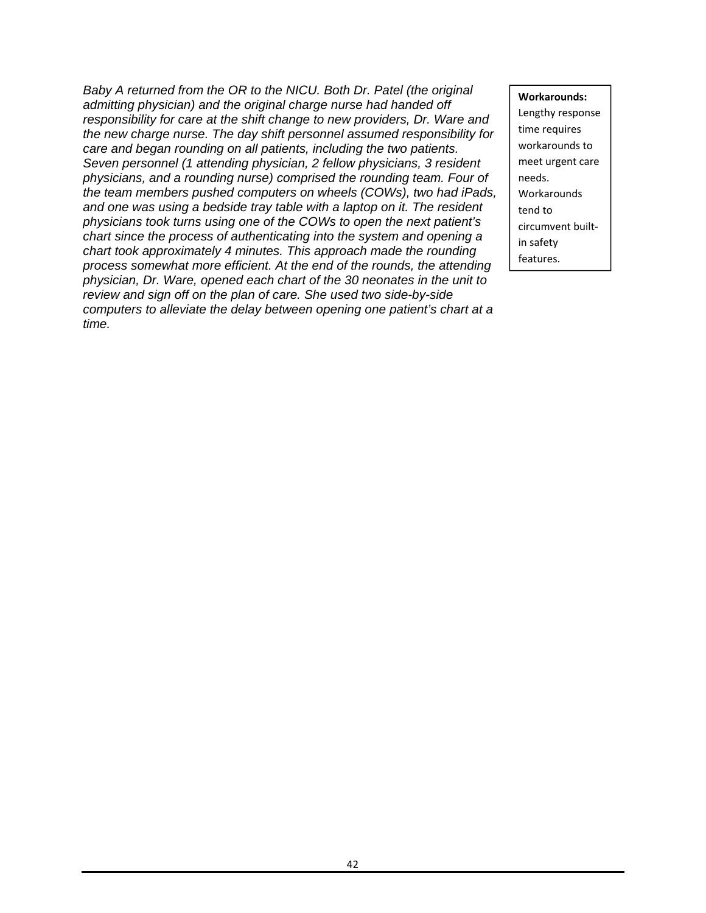*Baby A returned from the OR to the NICU. Both Dr. Patel (the original admitting physician) and the original charge nurse had handed off responsibility for care at the shift change to new providers, Dr. Ware and the new charge nurse. The day shift personnel assumed responsibility for care and began rounding on all patients, including the two patients. Seven personnel (1 attending physician, 2 fellow physicians, 3 resident physicians, and a rounding nurse) comprised the rounding team. Four of the team members pushed computers on wheels (COWs), two had iPads, and one was using a bedside tray table with a laptop on it. The resident physicians took turns using one of the COWs to open the next patient's chart since the process of authenticating into the system and opening a chart took approximately 4 minutes. This approach made the rounding process somewhat more efficient. At the end of the rounds, the attending physician, Dr. Ware, opened each chart of the 30 neonates in the unit to review and sign off on the plan of care. She used two side-by-side computers to alleviate the delay between opening one patient's chart at a time.*

**Workarounds:**
Lengthy response time requires workarounds to meet urgent care needs. Workarounds tend to circumvent built-in safety features.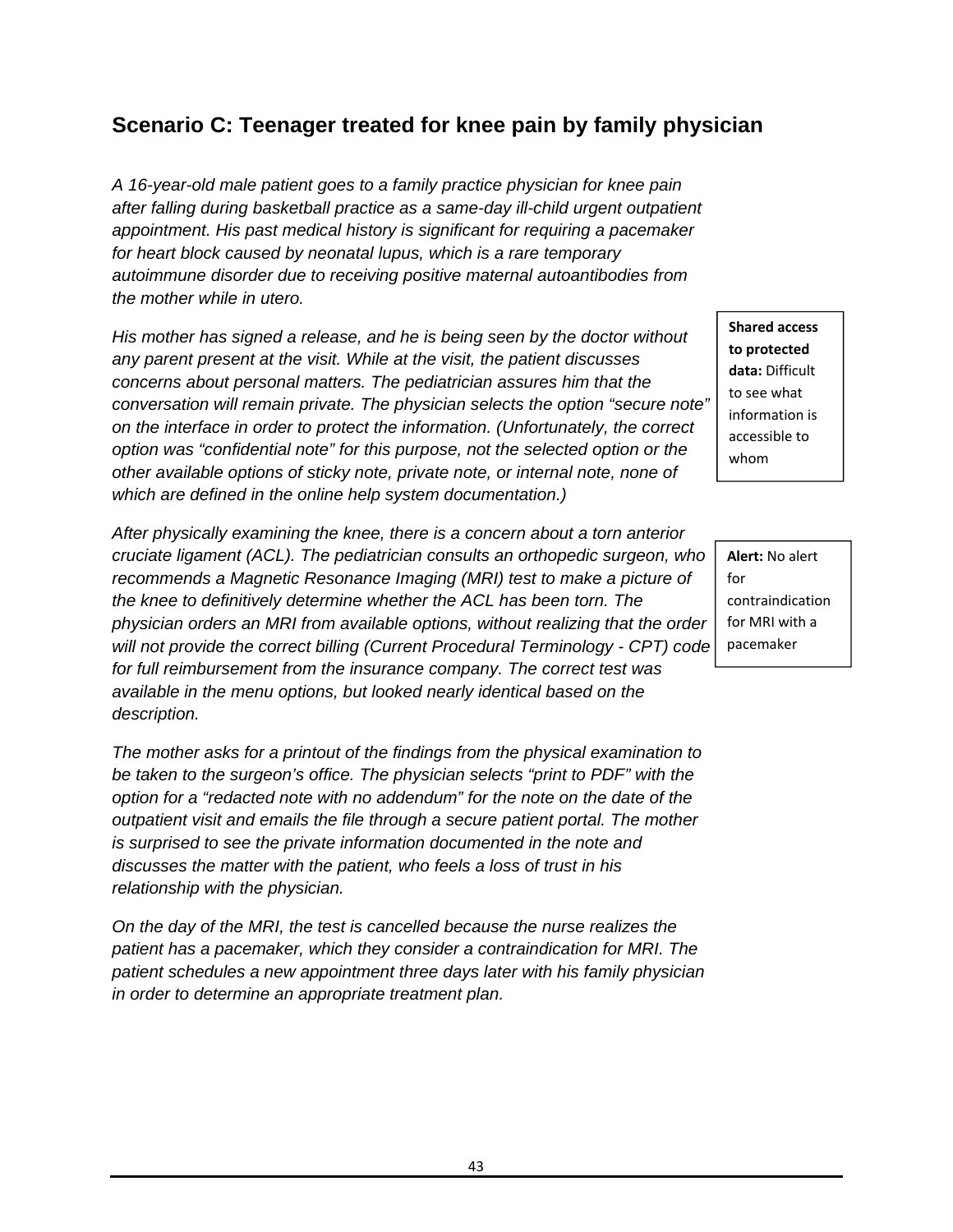## Scenario C: Teenager treated for knee pain by family physician

*A 16-year-old male patient goes to a family practice physician for knee pain after falling during basketball practice as a same-day ill-child urgent outpatient appointment. His past medical history is significant for requiring a pacemaker for heart block caused by neonatal lupus, which is a rare temporary autoimmune disorder due to receiving positive maternal autoantibodies from the mother while in utero.*

*His mother has signed a release, and he is being seen by the doctor without any parent present at the visit. While at the visit, the patient discusses concerns about personal matters. The pediatrician assures him that the conversation will remain private. The physician selects the option "secure note" on the interface in order to protect the information. (Unfortunately, the correct option was "confidential note" for this purpose, not the selected option or the other available options of sticky note, private note, or internal note, none of which are defined in the online help system documentation.)*

> **Shared access to protected data:** Difficult to see what information is accessible to whom

*After physically examining the knee, there is a concern about a torn anterior cruciate ligament (ACL). The pediatrician consults an orthopedic surgeon, who recommends a Magnetic Resonance Imaging (MRI) test to make a picture of the knee to definitively determine whether the ACL has been torn. The physician orders an MRI from available options, without realizing that the order will not provide the correct billing (Current Procedural Terminology - CPT) code for full reimbursement from the insurance company. The correct test was available in the menu options, but looked nearly identical based on the description.*

> **Alert:** No alert for contraindication for MRI with a pacemaker

*The mother asks for a printout of the findings from the physical examination to be taken to the surgeon's office. The physician selects "print to PDF" with the option for a "redacted note with no addendum" for the note on the date of the outpatient visit and emails the file through a secure patient portal. The mother is surprised to see the private information documented in the note and discusses the matter with the patient, who feels a loss of trust in his relationship with the physician.*

*On the day of the MRI, the test is cancelled because the nurse realizes the patient has a pacemaker, which they consider a contraindication for MRI. The patient schedules a new appointment three days later with his family physician in order to determine an appropriate treatment plan.*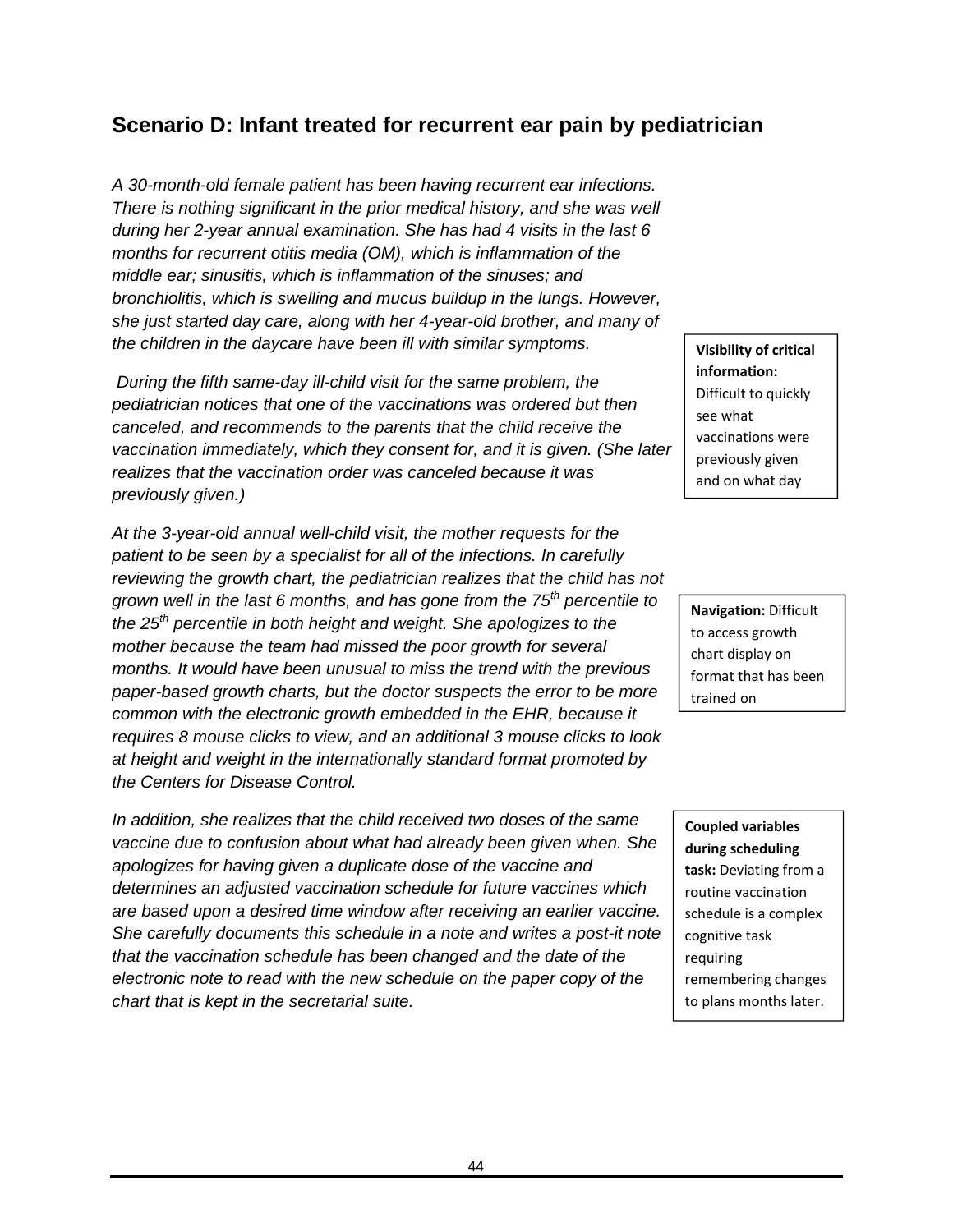## Scenario D: Infant treated for recurrent ear pain by pediatrician

*A 30-month-old female patient has been having recurrent ear infections. There is nothing significant in the prior medical history, and she was well during her 2-year annual examination. She has had 4 visits in the last 6 months for recurrent otitis media (OM), which is inflammation of the middle ear; sinusitis, which is inflammation of the sinuses; and bronchiolitis, which is swelling and mucus buildup in the lungs. However, she just started day care, along with her 4-year-old brother, and many of the children in the daycare have been ill with similar symptoms.*

*During the fifth same-day ill-child visit for the same problem, the pediatrician notices that one of the vaccinations was ordered but then canceled, and recommends to the parents that the child receive the vaccination immediately, which they consent for, and it is given. (She later realizes that the vaccination order was canceled because it was previously given.)*

**Visibility of critical information:** Difficult to quickly see what vaccinations were previously given and on what day

*At the 3-year-old annual well-child visit, the mother requests for the patient to be seen by a specialist for all of the infections. In carefully reviewing the growth chart, the pediatrician realizes that the child has not grown well in the last 6 months, and has gone from the 75th percentile to the 25th percentile in both height and weight. She apologizes to the mother because the team had missed the poor growth for several months. It would have been unusual to miss the trend with the previous paper-based growth charts, but the doctor suspects the error to be more common with the electronic growth embedded in the EHR, because it requires 8 mouse clicks to view, and an additional 3 mouse clicks to look at height and weight in the internationally standard format promoted by the Centers for Disease Control.*

**Navigation:** Difficult to access growth chart display on format that has been trained on

*In addition, she realizes that the child received two doses of the same vaccine due to confusion about what had already been given when. She apologizes for having given a duplicate dose of the vaccine and determines an adjusted vaccination schedule for future vaccines which are based upon a desired time window after receiving an earlier vaccine. She carefully documents this schedule in a note and writes a post-it note that the vaccination schedule has been changed and the date of the electronic note to read with the new schedule on the paper copy of the chart that is kept in the secretarial suite.*

**Coupled variables during scheduling task:** Deviating from a routine vaccination schedule is a complex cognitive task requiring remembering changes to plans months later.